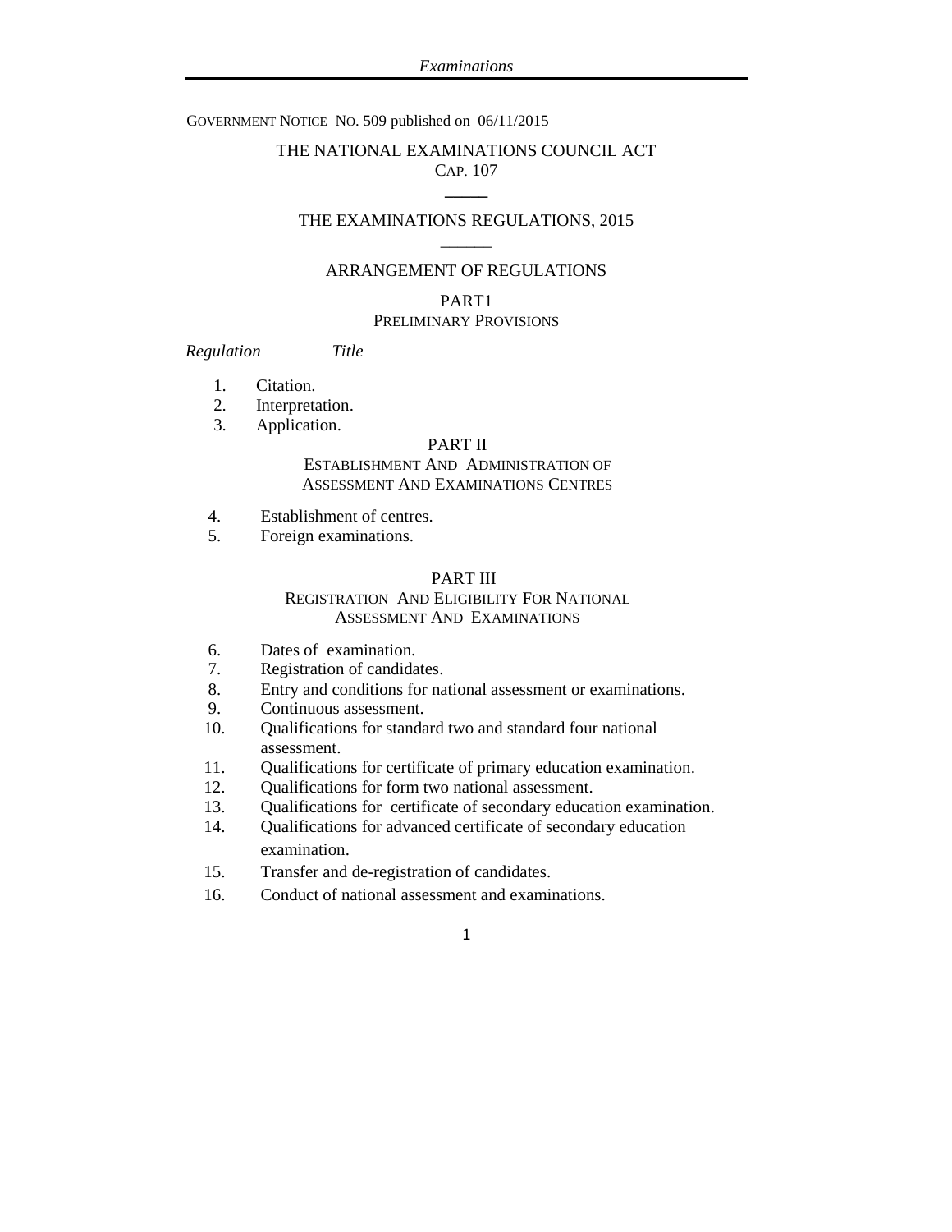GOVERNMENT NOTICE NO. 509 published on 06/11/2015

# THE NATIONAL EXAMINATIONS COUNCIL ACT

## CAP. 107

## THE EXAMINATIONS REGULATIONS, 2015

## ARRANGEMENT OF REGULATIONS

### PART1
### PRELIMINARY PROVISIONS

*Regulation* *Title*

1. Citation.
2. Interpretation.
3. Application.

### PART II
### ESTABLISHMENT AND ADMINISTRATION OF ASSESSMENT AND EXAMINATIONS CENTRES

4. Establishment of centres.
5. Foreign examinations.

### PART III
### REGISTRATION AND ELIGIBILITY FOR NATIONAL ASSESSMENT AND EXAMINATIONS

6. Dates of examination.
7. Registration of candidates.
8. Entry and conditions for national assessment or examinations.
9. Continuous assessment.
10. Qualifications for standard two and standard four national assessment.
11. Qualifications for certificate of primary education examination.
12. Qualifications for form two national assessment.
13. Qualifications for certificate of secondary education examination.
14. Qualifications for advanced certificate of secondary education examination.
15. Transfer and de-registration of candidates.
16. Conduct of national assessment and examinations.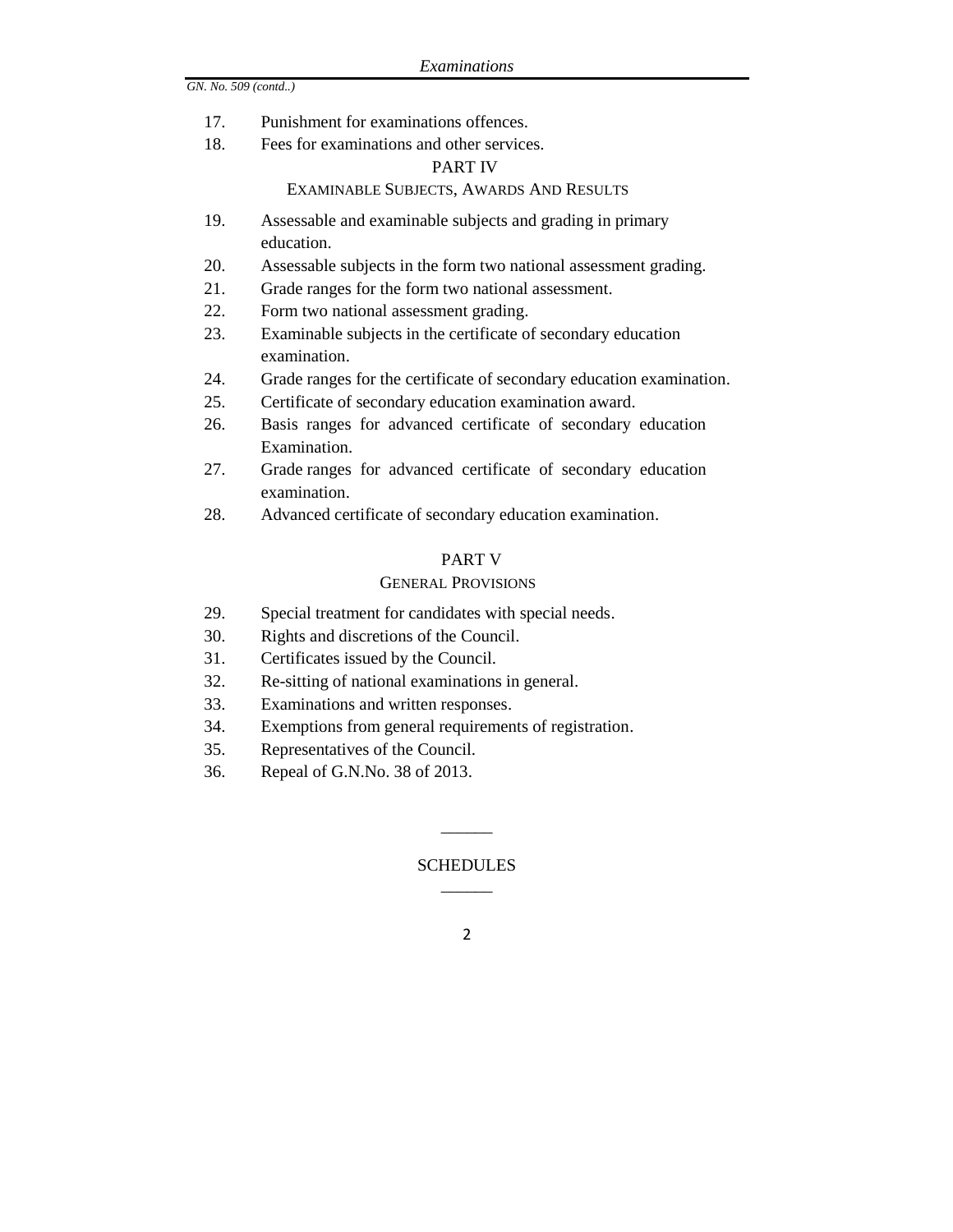GN. No. 509 (contd..)

17. Punishment for examinations offences.
18. Fees for examinations and other services.

## PART IV

### EXAMINABLE SUBJECTS, AWARDS AND RESULTS

19. Assessable and examinable subjects and grading in primary education.
20. Assessable subjects in the form two national assessment grading.
21. Grade ranges for the form two national assessment.
22. Form two national assessment grading.
23. Examinable subjects in the certificate of secondary education examination.
24. Grade ranges for the certificate of secondary education examination.
25. Certificate of secondary education examination award.
26. Basis ranges for advanced certificate of secondary education Examination.
27. Grade ranges for advanced certificate of secondary education examination.
28. Advanced certificate of secondary education examination.

## PART V

### GENERAL PROVISIONS

29. Special treatment for candidates with special needs.
30. Rights and discretions of the Council.
31. Certificates issued by the Council.
32. Re-sitting of national examinations in general.
33. Examinations and written responses.
34. Exemptions from general requirements of registration.
35. Representatives of the Council.
36. Repeal of G.N.No. 38 of 2013.

______

SCHEDULES

______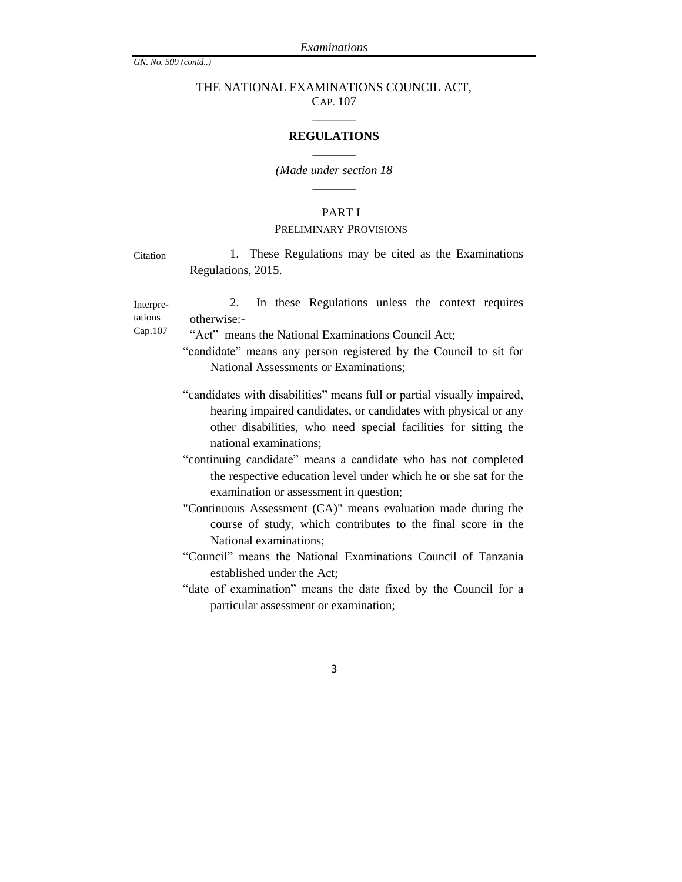GN. No. 509 (contd..)

THE NATIONAL EXAMINATIONS COUNCIL ACT,
CAP. 107

_______

**REGULATIONS**

_______

*(Made under section 18*

_______

## PART I
### PRELIMINARY PROVISIONS

Citation

1. These Regulations may be cited as the Examinations Regulations, 2015.

Interpretations
Cap.107

2. In these Regulations unless the context requires otherwise:-

"Act" means the National Examinations Council Act;

"candidate" means any person registered by the Council to sit for National Assessments or Examinations;

"candidates with disabilities" means full or partial visually impaired, hearing impaired candidates, or candidates with physical or any other disabilities, who need special facilities for sitting the national examinations;

"continuing candidate" means a candidate who has not completed the respective education level under which he or she sat for the examination or assessment in question;

"Continuous Assessment (CA)" means evaluation made during the course of study, which contributes to the final score in the National examinations;

"Council" means the National Examinations Council of Tanzania established under the Act;

"date of examination" means the date fixed by the Council for a particular assessment or examination;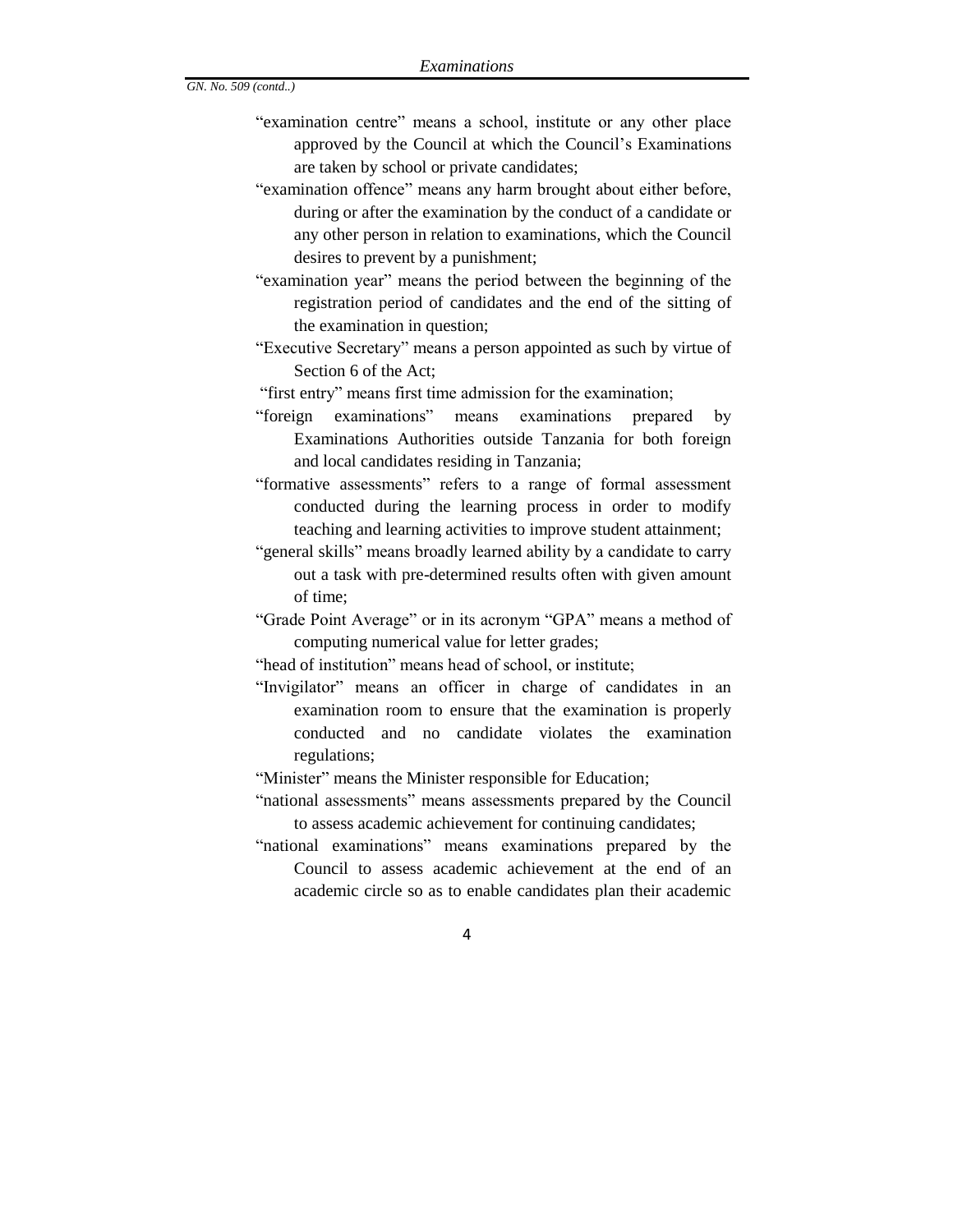"examination centre" means a school, institute or any other place approved by the Council at which the Council's Examinations are taken by school or private candidates;

"examination offence" means any harm brought about either before, during or after the examination by the conduct of a candidate or any other person in relation to examinations, which the Council desires to prevent by a punishment;

"examination year" means the period between the beginning of the registration period of candidates and the end of the sitting of the examination in question;

"Executive Secretary" means a person appointed as such by virtue of Section 6 of the Act;

"first entry" means first time admission for the examination;

"foreign examinations" means examinations prepared by Examinations Authorities outside Tanzania for both foreign and local candidates residing in Tanzania;

"formative assessments" refers to a range of formal assessment conducted during the learning process in order to modify teaching and learning activities to improve student attainment;

"general skills" means broadly learned ability by a candidate to carry out a task with pre-determined results often with given amount of time;

"Grade Point Average" or in its acronym "GPA" means a method of computing numerical value for letter grades;

"head of institution" means head of school, or institute;

"Invigilator" means an officer in charge of candidates in an examination room to ensure that the examination is properly conducted and no candidate violates the examination regulations;

"Minister" means the Minister responsible for Education;

"national assessments" means assessments prepared by the Council to assess academic achievement for continuing candidates;

"national examinations" means examinations prepared by the Council to assess academic achievement at the end of an academic circle so as to enable candidates plan their academic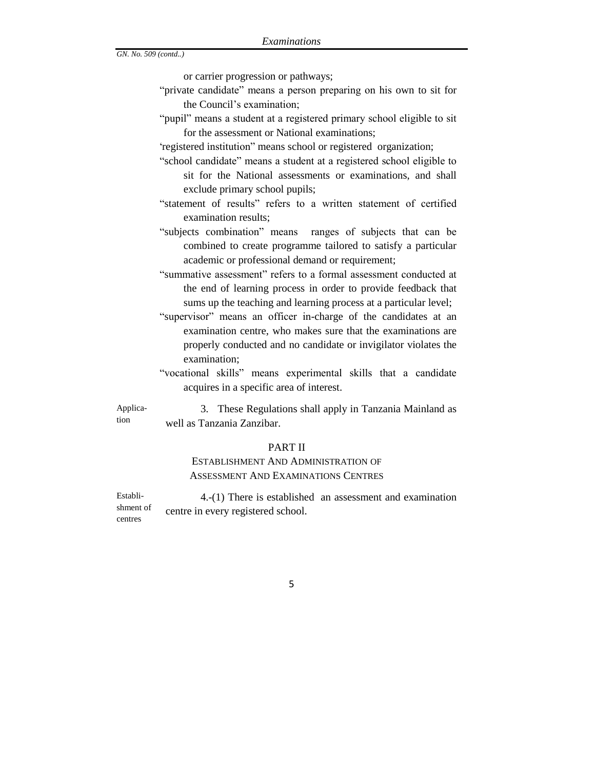or carrier progression or pathways;

"private candidate" means a person preparing on his own to sit for the Council's examination;

"pupil" means a student at a registered primary school eligible to sit for the assessment or National examinations;

'registered institution" means school or registered organization;

"school candidate" means a student at a registered school eligible to sit for the National assessments or examinations, and shall exclude primary school pupils;

"statement of results" refers to a written statement of certified examination results;

"subjects combination" means ranges of subjects that can be combined to create programme tailored to satisfy a particular academic or professional demand or requirement;

"summative assessment" refers to a formal assessment conducted at the end of learning process in order to provide feedback that sums up the teaching and learning process at a particular level;

"supervisor" means an officer in-charge of the candidates at an examination centre, who makes sure that the examinations are properly conducted and no candidate or invigilator violates the examination;

"vocational skills" means experimental skills that a candidate acquires in a specific area of interest.

Application

3. These Regulations shall apply in Tanzania Mainland as well as Tanzania Zanzibar.

## PART II

### ESTABLISHMENT AND ADMINISTRATION OF ASSESSMENT AND EXAMINATIONS CENTRES

Establishment of centres

4.-(1) There is established an assessment and examination centre in every registered school.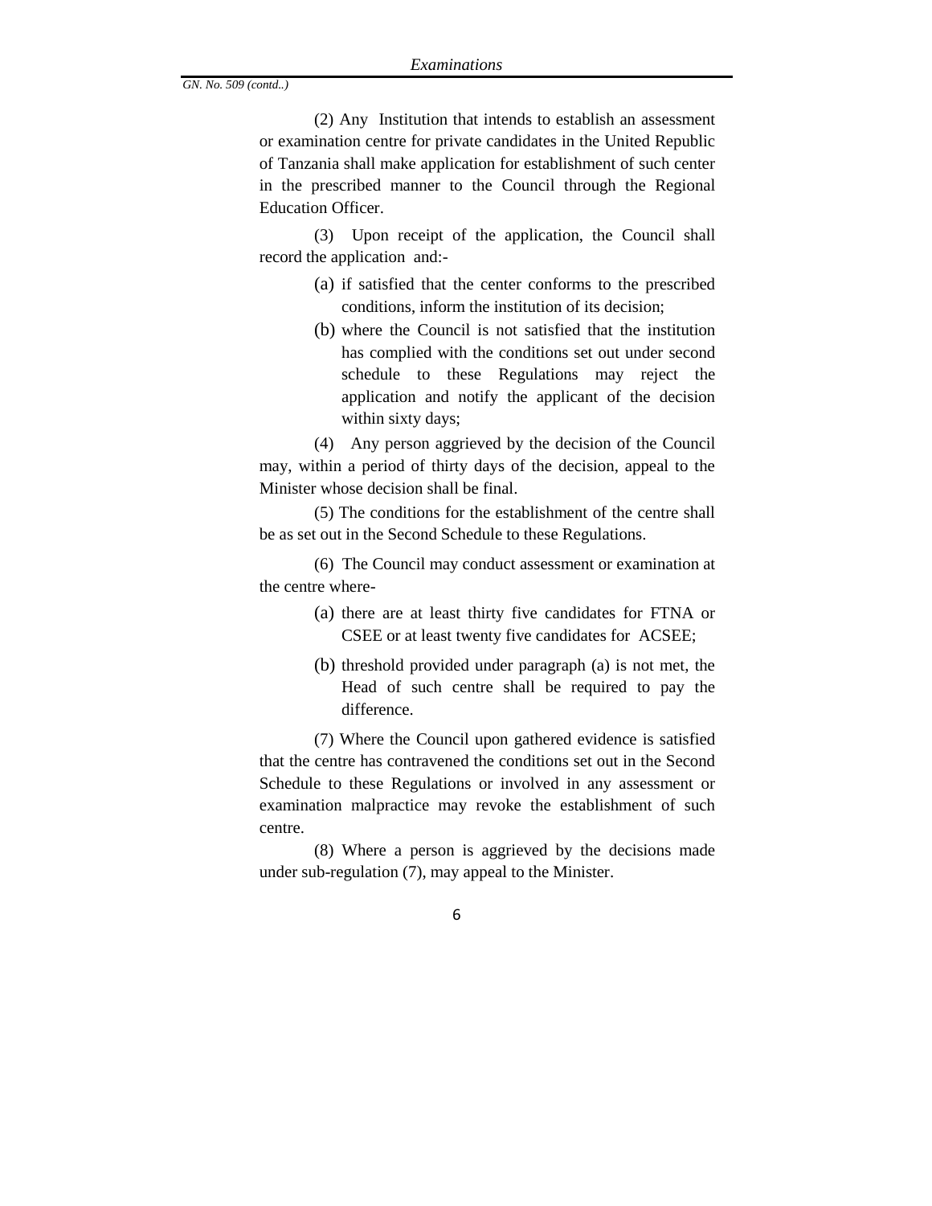(2) Any Institution that intends to establish an assessment or examination centre for private candidates in the United Republic of Tanzania shall make application for establishment of such center in the prescribed manner to the Council through the Regional Education Officer.

(3) Upon receipt of the application, the Council shall record the application and:-

(a) if satisfied that the center conforms to the prescribed conditions, inform the institution of its decision;

(b) where the Council is not satisfied that the institution has complied with the conditions set out under second schedule to these Regulations may reject the application and notify the applicant of the decision within sixty days;

(4) Any person aggrieved by the decision of the Council may, within a period of thirty days of the decision, appeal to the Minister whose decision shall be final.

(5) The conditions for the establishment of the centre shall be as set out in the Second Schedule to these Regulations.

(6) The Council may conduct assessment or examination at the centre where-

(a) there are at least thirty five candidates for FTNA or CSEE or at least twenty five candidates for ACSEE;

(b) threshold provided under paragraph (a) is not met, the Head of such centre shall be required to pay the difference.

(7) Where the Council upon gathered evidence is satisfied that the centre has contravened the conditions set out in the Second Schedule to these Regulations or involved in any assessment or examination malpractice may revoke the establishment of such centre.

(8) Where a person is aggrieved by the decisions made under sub-regulation (7), may appeal to the Minister.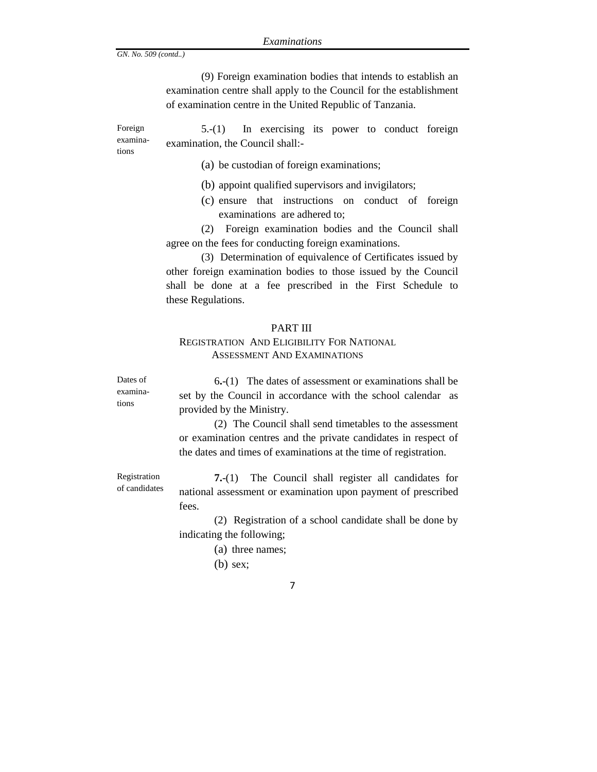(9) Foreign examination bodies that intends to establish an examination centre shall apply to the Council for the establishment of examination centre in the United Republic of Tanzania.

Foreign examinations

5.-(1) In exercising its power to conduct foreign examination, the Council shall:-

(a) be custodian of foreign examinations;

(b) appoint qualified supervisors and invigilators;

(c) ensure that instructions on conduct of foreign examinations are adhered to;

(2) Foreign examination bodies and the Council shall agree on the fees for conducting foreign examinations.

(3) Determination of equivalence of Certificates issued by other foreign examination bodies to those issued by the Council shall be done at a fee prescribed in the First Schedule to these Regulations.

## PART III

## REGISTRATION AND ELIGIBILITY FOR NATIONAL ASSESSMENT AND EXAMINATIONS

Dates of examinations

6.-(1) The dates of assessment or examinations shall be set by the Council in accordance with the school calendar as provided by the Ministry.

(2) The Council shall send timetables to the assessment or examination centres and the private candidates in respect of the dates and times of examinations at the time of registration.

Registration of candidates

**7.**-(1) The Council shall register all candidates for national assessment or examination upon payment of prescribed fees.

(2) Registration of a school candidate shall be done by indicating the following;

(a) three names;

(b) sex;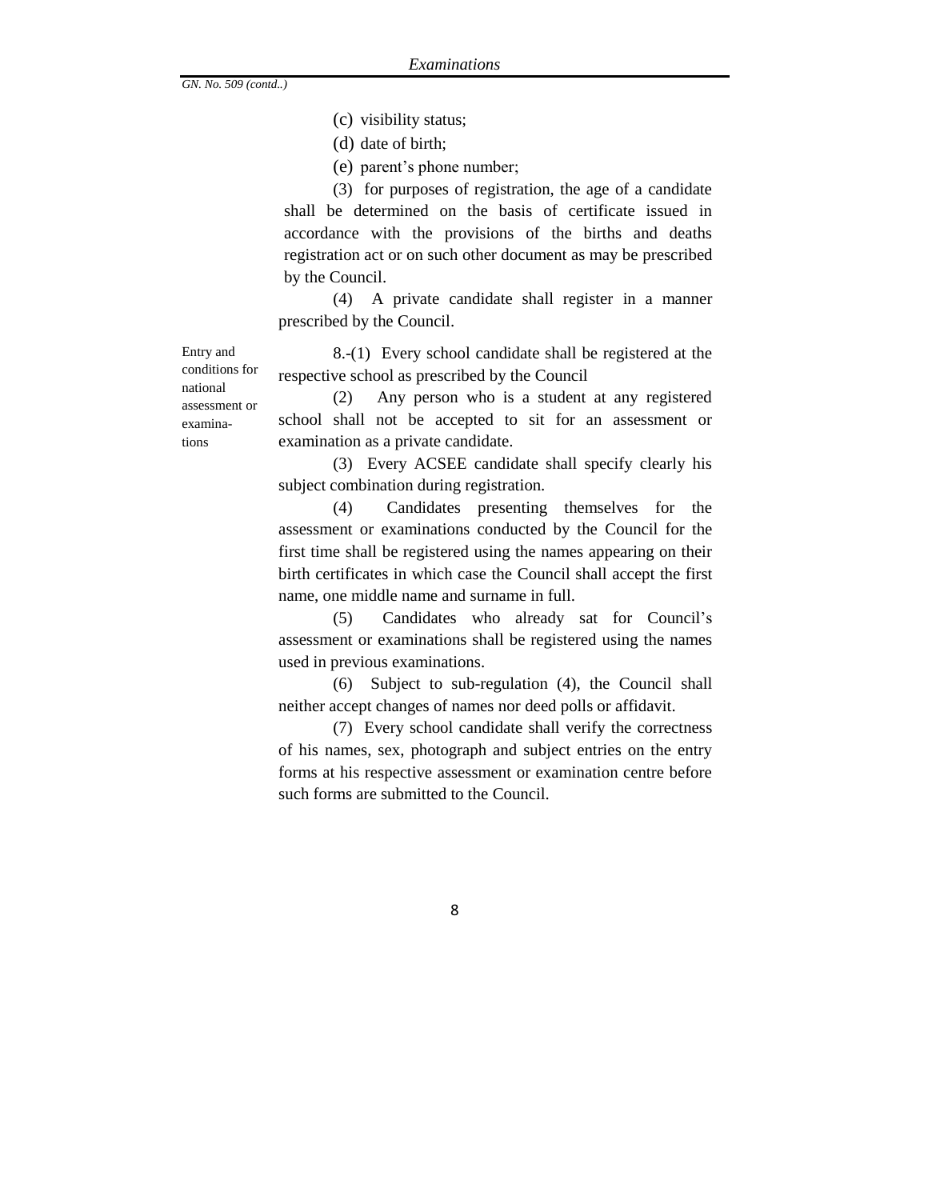(c) visibility status;

(d) date of birth;

(e) parent's phone number;

(3) for purposes of registration, the age of a candidate shall be determined on the basis of certificate issued in accordance with the provisions of the births and deaths registration act or on such other document as may be prescribed by the Council.

(4) A private candidate shall register in a manner prescribed by the Council.

Entry and conditions for national assessment or examinations

8.-(1) Every school candidate shall be registered at the respective school as prescribed by the Council

(2) Any person who is a student at any registered school shall not be accepted to sit for an assessment or examination as a private candidate.

(3) Every ACSEE candidate shall specify clearly his subject combination during registration.

(4) Candidates presenting themselves for the assessment or examinations conducted by the Council for the first time shall be registered using the names appearing on their birth certificates in which case the Council shall accept the first name, one middle name and surname in full.

(5) Candidates who already sat for Council's assessment or examinations shall be registered using the names used in previous examinations.

(6) Subject to sub-regulation (4), the Council shall neither accept changes of names nor deed polls or affidavit.

(7) Every school candidate shall verify the correctness of his names, sex, photograph and subject entries on the entry forms at his respective assessment or examination centre before such forms are submitted to the Council.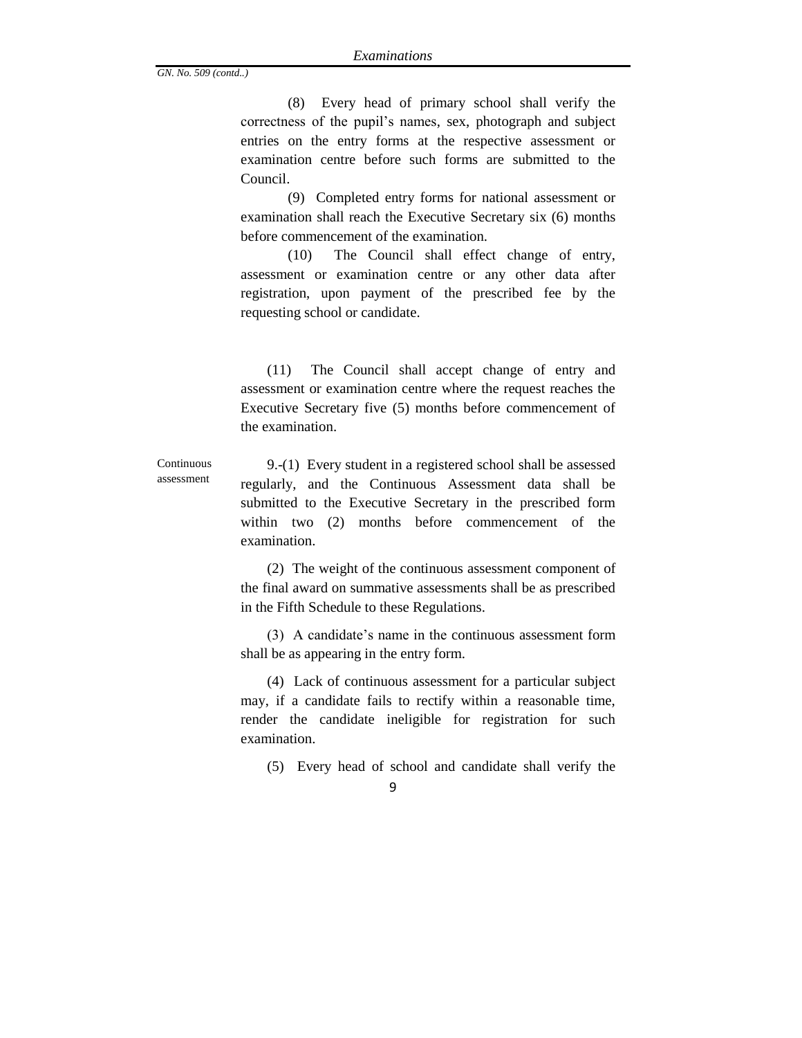*GN. No. 509 (contd..)*

(8) Every head of primary school shall verify the correctness of the pupil's names, sex, photograph and subject entries on the entry forms at the respective assessment or examination centre before such forms are submitted to the Council.

(9) Completed entry forms for national assessment or examination shall reach the Executive Secretary six (6) months before commencement of the examination.

(10) The Council shall effect change of entry, assessment or examination centre or any other data after registration, upon payment of the prescribed fee by the requesting school or candidate.

(11) The Council shall accept change of entry and assessment or examination centre where the request reaches the Executive Secretary five (5) months before commencement of the examination.

Continuous assessment

9.-(1) Every student in a registered school shall be assessed regularly, and the Continuous Assessment data shall be submitted to the Executive Secretary in the prescribed form within two (2) months before commencement of the examination.

(2) The weight of the continuous assessment component of the final award on summative assessments shall be as prescribed in the Fifth Schedule to these Regulations.

(3) A candidate's name in the continuous assessment form shall be as appearing in the entry form.

(4) Lack of continuous assessment for a particular subject may, if a candidate fails to rectify within a reasonable time, render the candidate ineligible for registration for such examination.

(5) Every head of school and candidate shall verify the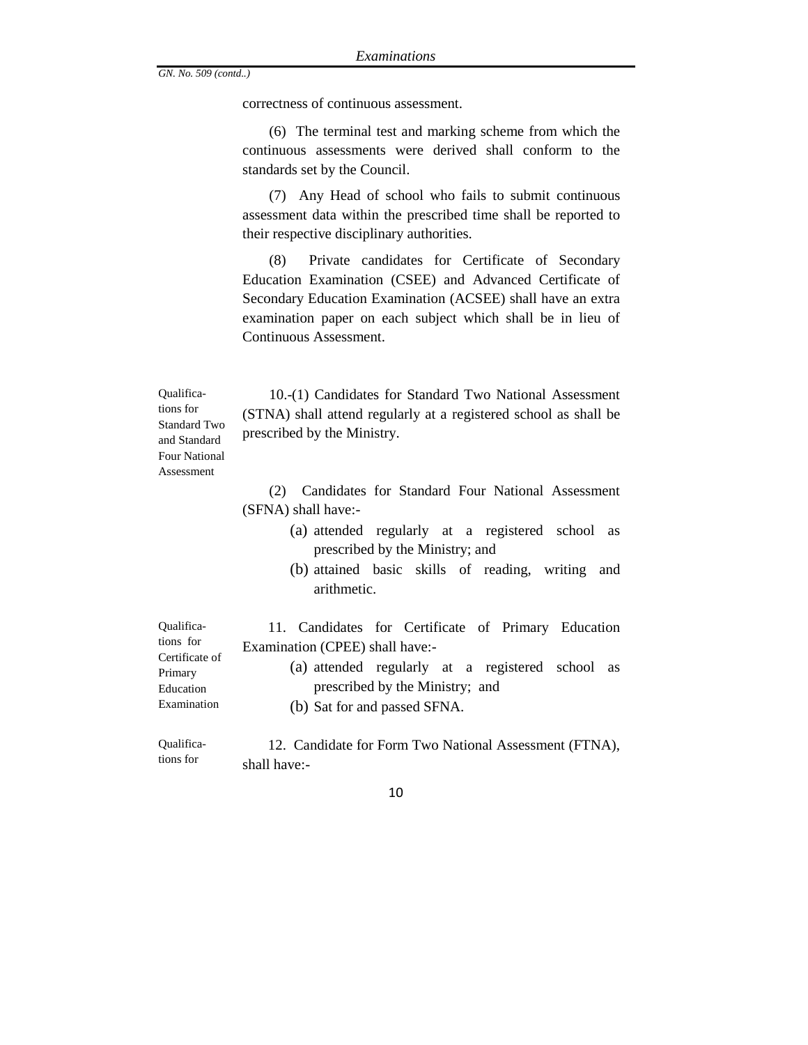correctness of continuous assessment.

(6) The terminal test and marking scheme from which the continuous assessments were derived shall conform to the standards set by the Council.

(7) Any Head of school who fails to submit continuous assessment data within the prescribed time shall be reported to their respective disciplinary authorities.

(8) Private candidates for Certificate of Secondary Education Examination (CSEE) and Advanced Certificate of Secondary Education Examination (ACSEE) shall have an extra examination paper on each subject which shall be in lieu of Continuous Assessment.

*Qualifications for Standard Two and Standard Four National Assessment*

10.-(1) Candidates for Standard Two National Assessment (STNA) shall attend regularly at a registered school as shall be prescribed by the Ministry.

(2) Candidates for Standard Four National Assessment (SFNA) shall have:-

(a) attended regularly at a registered school as prescribed by the Ministry; and
(b) attained basic skills of reading, writing and arithmetic.

*Qualifications for Certificate of Primary Education Examination*

11. Candidates for Certificate of Primary Education Examination (CPEE) shall have:-

(a) attended regularly at a registered school as prescribed by the Ministry; and
(b) Sat for and passed SFNA.

*Qualifications for*

12. Candidate for Form Two National Assessment (FTNA), shall have:-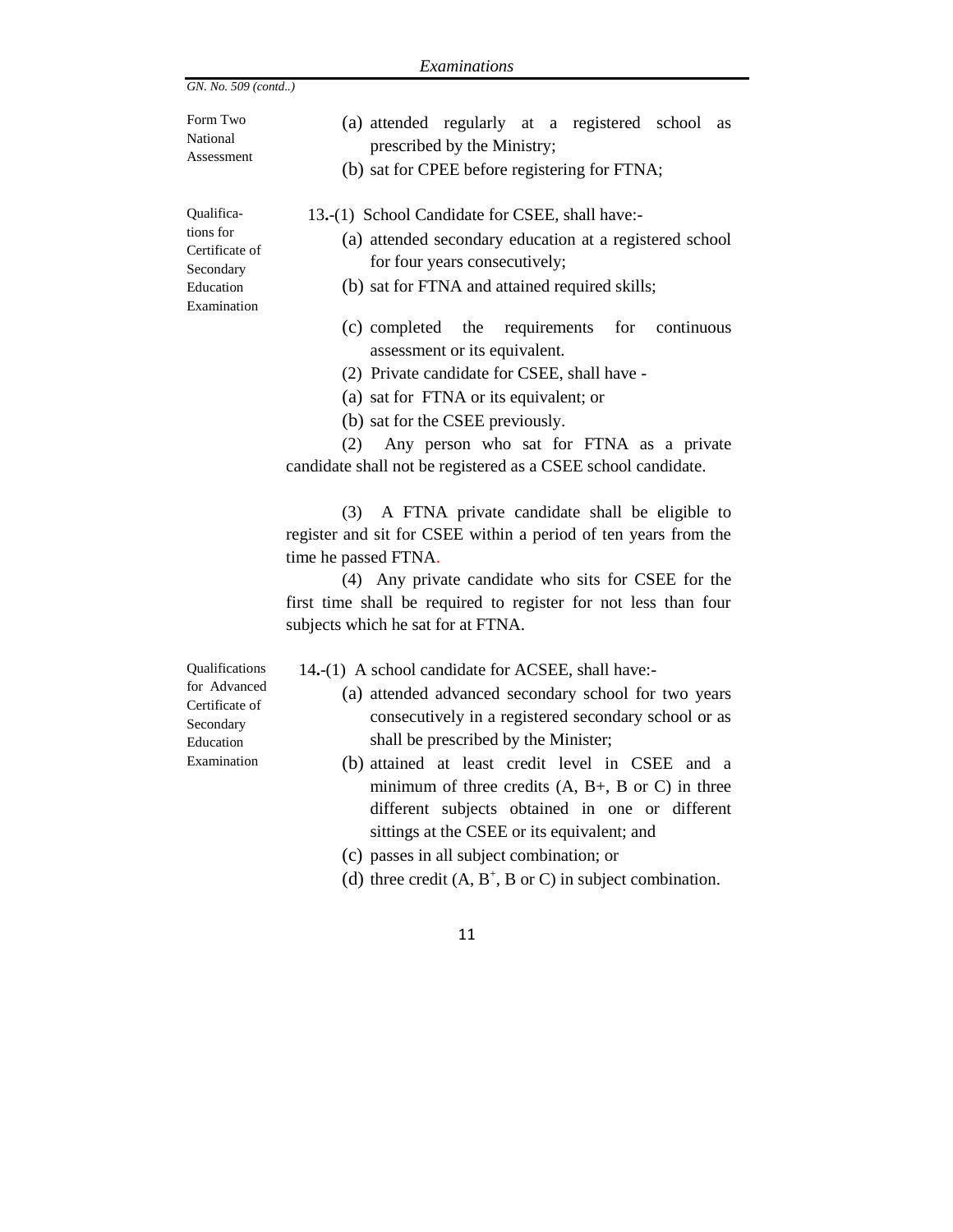GN. No. 509 (contd..)

Form Two National Assessment

(a) attended regularly at a registered school as prescribed by the Ministry;

(b) sat for CPEE before registering for FTNA;

Qualifications for Certificate of Secondary Education Examination

**13.**-(1) School Candidate for CSEE, shall have:-

(a) attended secondary education at a registered school for four years consecutively;

(b) sat for FTNA and attained required skills;

(c) completed the requirements for continuous assessment or its equivalent.

(2) Private candidate for CSEE, shall have -

(a) sat for FTNA or its equivalent; or

(b) sat for the CSEE previously.

(2) Any person who sat for FTNA as a private candidate shall not be registered as a CSEE school candidate.

(3) A FTNA private candidate shall be eligible to register and sit for CSEE within a period of ten years from the time he passed FTNA.

(4) Any private candidate who sits for CSEE for the first time shall be required to register for not less than four subjects which he sat for at FTNA.

Qualifications for Advanced Certificate of Secondary Education Examination

**14.**-(1) A school candidate for ACSEE, shall have:-

(a) attended advanced secondary school for two years consecutively in a registered secondary school or as shall be prescribed by the Minister;

(b) attained at least credit level in CSEE and a minimum of three credits (A, B+, B or C) in three different subjects obtained in one or different sittings at the CSEE or its equivalent; and

(c) passes in all subject combination; or

(d) three credit (A, B+, B or C) in subject combination.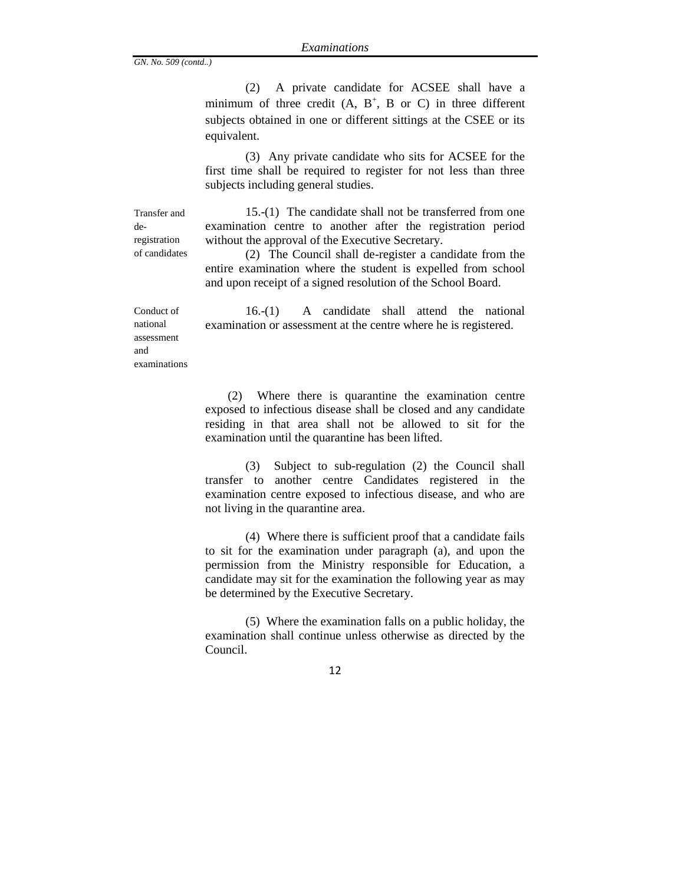GN. No. 509 (contd..)

(2) A private candidate for ACSEE shall have a minimum of three credit (A, $B^+$, B or C) in three different subjects obtained in one or different sittings at the CSEE or its equivalent.

(3) Any private candidate who sits for ACSEE for the first time shall be required to register for not less than three subjects including general studies.

**Transfer and de-registration of candidates**

15.-(1) The candidate shall not be transferred from one examination centre to another after the registration period without the approval of the Executive Secretary.

(2) The Council shall de-register a candidate from the entire examination where the student is expelled from school and upon receipt of a signed resolution of the School Board.

**Conduct of national assessment and examinations**

16.-(1) A candidate shall attend the national examination or assessment at the centre where he is registered.

(2) Where there is quarantine the examination centre exposed to infectious disease shall be closed and any candidate residing in that area shall not be allowed to sit for the examination until the quarantine has been lifted.

(3) Subject to sub-regulation (2) the Council shall transfer to another centre Candidates registered in the examination centre exposed to infectious disease, and who are not living in the quarantine area.

(4) Where there is sufficient proof that a candidate fails to sit for the examination under paragraph (a), and upon the permission from the Ministry responsible for Education, a candidate may sit for the examination the following year as may be determined by the Executive Secretary.

(5) Where the examination falls on a public holiday, the examination shall continue unless otherwise as directed by the Council.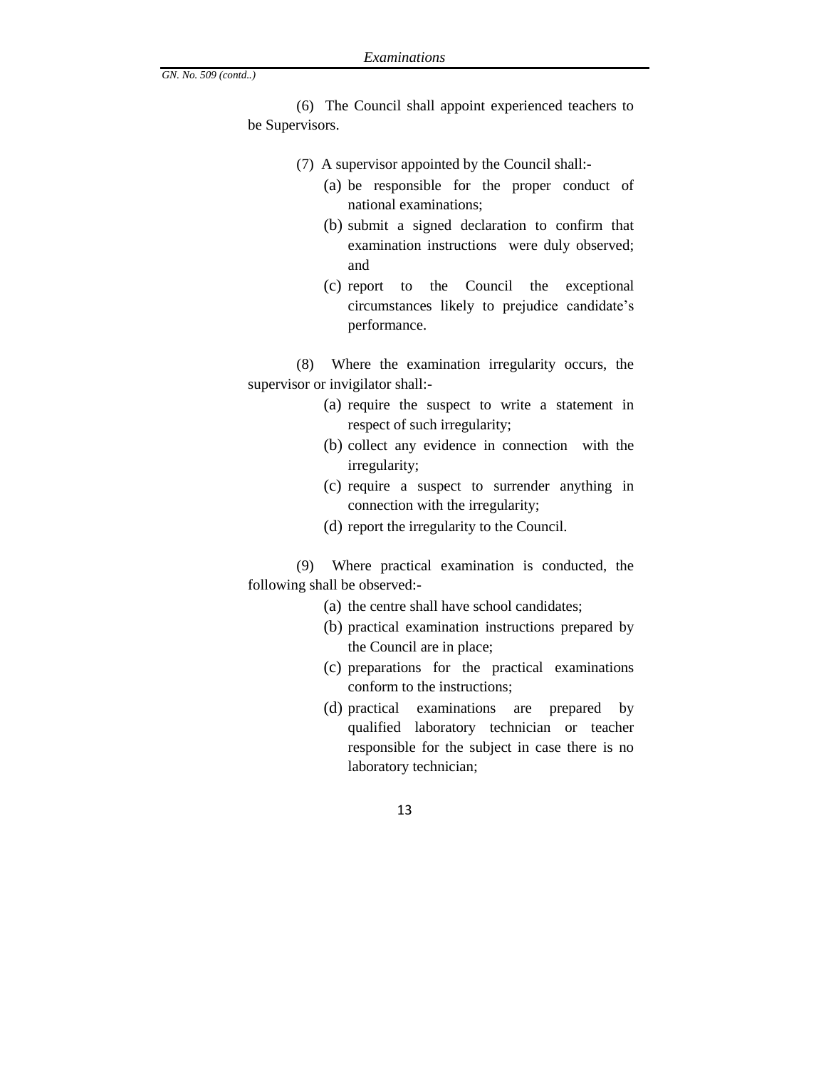(6) The Council shall appoint experienced teachers to be Supervisors.

(7) A supervisor appointed by the Council shall:-

(a) be responsible for the proper conduct of national examinations;

(b) submit a signed declaration to confirm that examination instructions were duly observed; and

(c) report to the Council the exceptional circumstances likely to prejudice candidate's performance.

(8) Where the examination irregularity occurs, the supervisor or invigilator shall:-

(a) require the suspect to write a statement in respect of such irregularity;

(b) collect any evidence in connection with the irregularity;

(c) require a suspect to surrender anything in connection with the irregularity;

(d) report the irregularity to the Council.

(9) Where practical examination is conducted, the following shall be observed:-

(a) the centre shall have school candidates;

(b) practical examination instructions prepared by the Council are in place;

(c) preparations for the practical examinations conform to the instructions;

(d) practical examinations are prepared by qualified laboratory technician or teacher responsible for the subject in case there is no laboratory technician;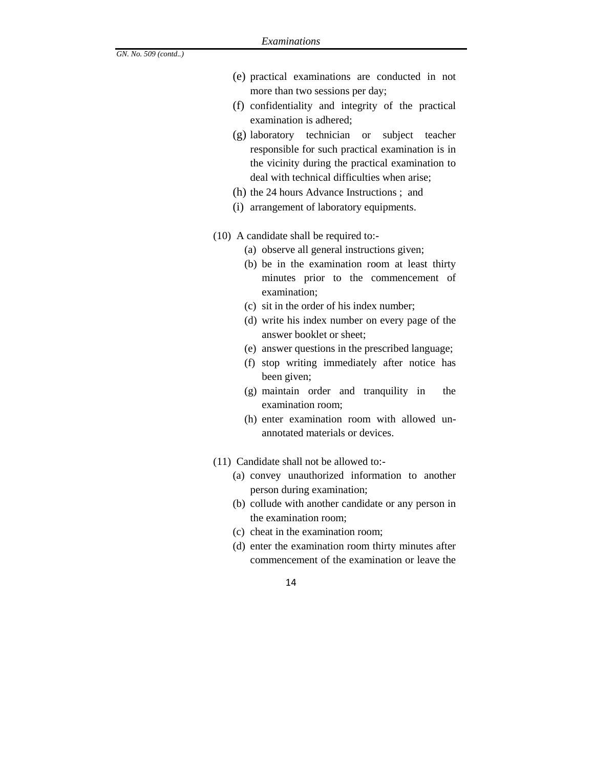(e) practical examinations are conducted in not more than two sessions per day;

(f) confidentiality and integrity of the practical examination is adhered;

(g) laboratory technician or subject teacher responsible for such practical examination is in the vicinity during the practical examination to deal with technical difficulties when arise;

(h) the 24 hours Advance Instructions ; and

(i) arrangement of laboratory equipments.

(10) A candidate shall be required to:-

(a) observe all general instructions given;

(b) be in the examination room at least thirty minutes prior to the commencement of examination;

(c) sit in the order of his index number;

(d) write his index number on every page of the answer booklet or sheet;

(e) answer questions in the prescribed language;

(f) stop writing immediately after notice has been given;

(g) maintain order and tranquility in the examination room;

(h) enter examination room with allowed un-annotated materials or devices.

(11) Candidate shall not be allowed to:-

(a) convey unauthorized information to another person during examination;

(b) collude with another candidate or any person in the examination room;

(c) cheat in the examination room;

(d) enter the examination room thirty minutes after commencement of the examination or leave the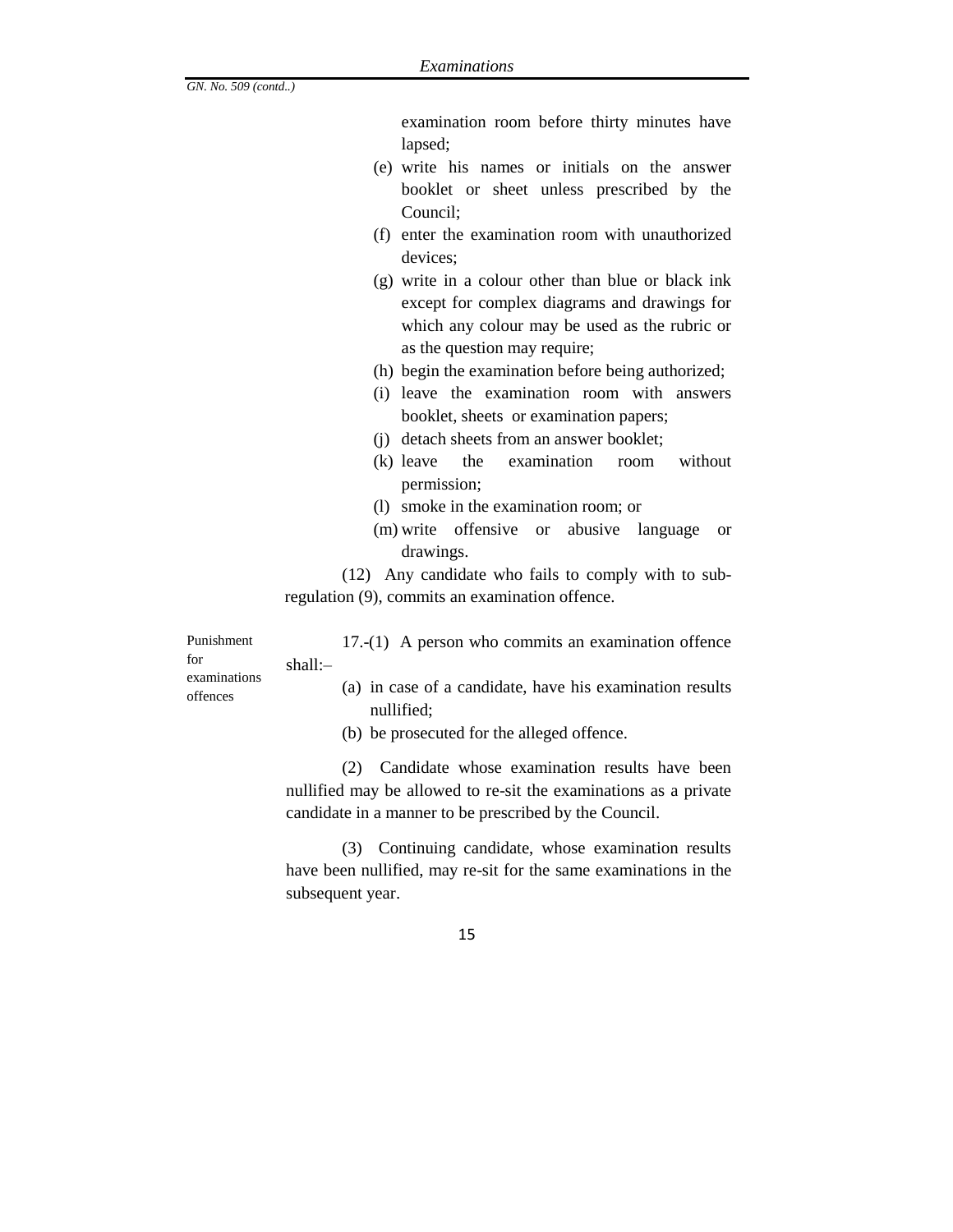examination room before thirty minutes have lapsed;

(e) write his names or initials on the answer booklet or sheet unless prescribed by the Council;

(f) enter the examination room with unauthorized devices;

(g) write in a colour other than blue or black ink except for complex diagrams and drawings for which any colour may be used as the rubric or as the question may require;

(h) begin the examination before being authorized;

(i) leave the examination room with answers booklet, sheets or examination papers;

(j) detach sheets from an answer booklet;

(k) leave the examination room without permission;

(l) smoke in the examination room; or

(m) write offensive or abusive language or drawings.

(12) Any candidate who fails to comply with to sub-regulation (9), commits an examination offence.

**Punishment for examinations offences**

17.-(1) A person who commits an examination offence shall:–

(a) in case of a candidate, have his examination results nullified;

(b) be prosecuted for the alleged offence.

(2) Candidate whose examination results have been nullified may be allowed to re-sit the examinations as a private candidate in a manner to be prescribed by the Council.

(3) Continuing candidate, whose examination results have been nullified, may re-sit for the same examinations in the subsequent year.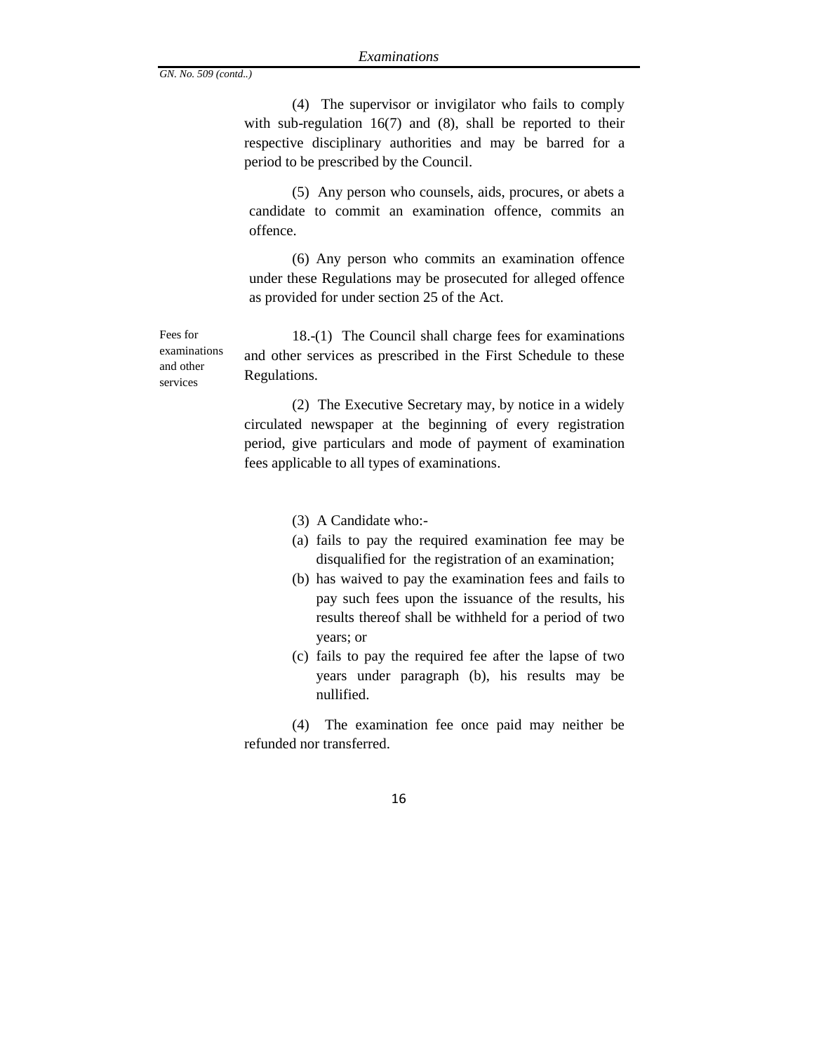(4) The supervisor or invigilator who fails to comply with sub-regulation 16(7) and (8), shall be reported to their respective disciplinary authorities and may be barred for a period to be prescribed by the Council.

(5) Any person who counsels, aids, procures, or abets a candidate to commit an examination offence, commits an offence.

(6) Any person who commits an examination offence under these Regulations may be prosecuted for alleged offence as provided for under section 25 of the Act.

Fees for examinations and other services

18.-(1) The Council shall charge fees for examinations and other services as prescribed in the First Schedule to these Regulations.

(2) The Executive Secretary may, by notice in a widely circulated newspaper at the beginning of every registration period, give particulars and mode of payment of examination fees applicable to all types of examinations.

(3) A Candidate who:-

(a) fails to pay the required examination fee may be disqualified for the registration of an examination;

(b) has waived to pay the examination fees and fails to pay such fees upon the issuance of the results, his results thereof shall be withheld for a period of two years; or

(c) fails to pay the required fee after the lapse of two years under paragraph (b), his results may be nullified.

(4) The examination fee once paid may neither be refunded nor transferred.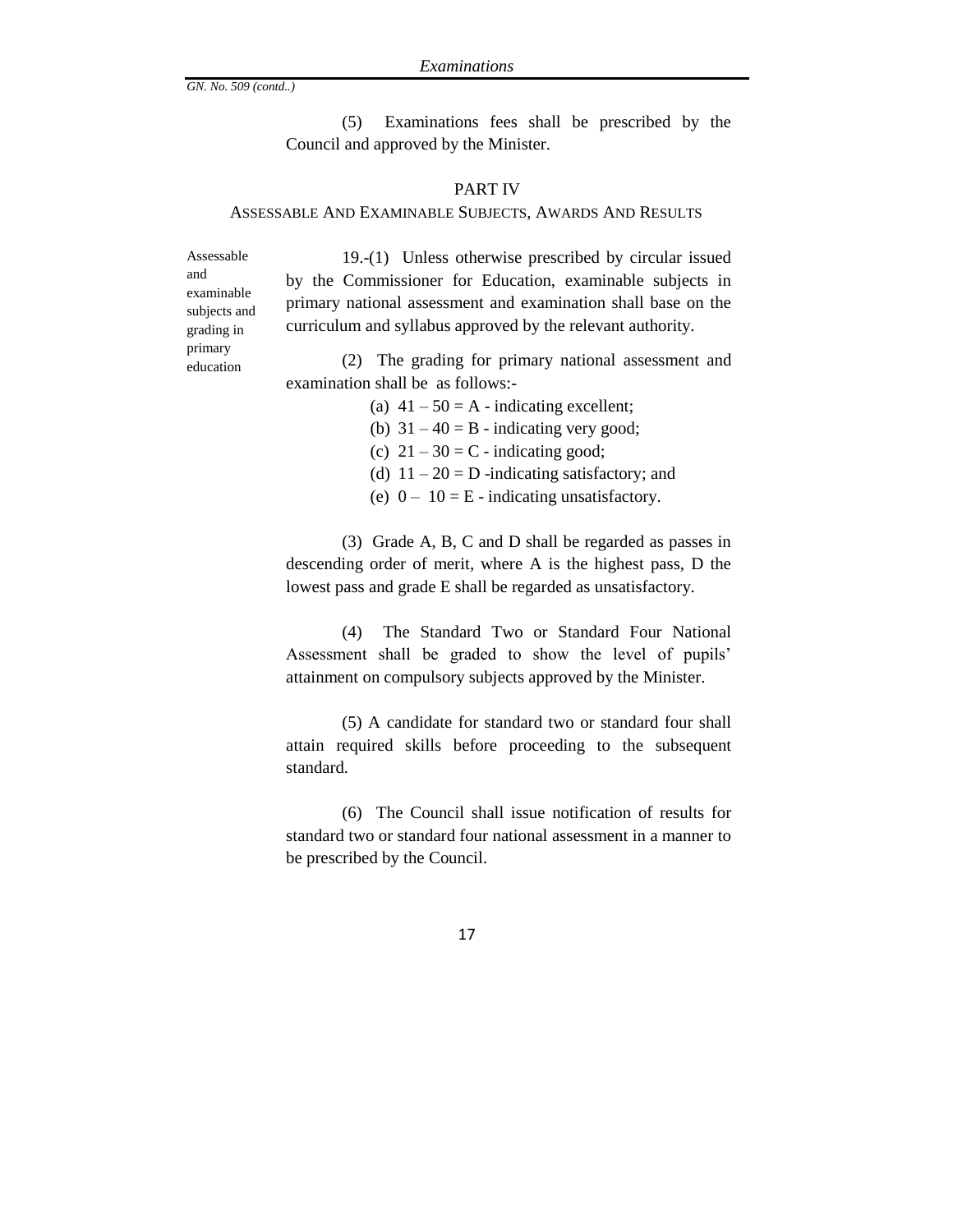(5) Examinations fees shall be prescribed by the Council and approved by the Minister.

## PART IV

### ASSESSABLE AND EXAMINABLE SUBJECTS, AWARDS AND RESULTS

Assessable and examinable subjects and grading in primary education

19.-(1) Unless otherwise prescribed by circular issued by the Commissioner for Education, examinable subjects in primary national assessment and examination shall base on the curriculum and syllabus approved by the relevant authority.

(2) The grading for primary national assessment and examination shall be as follows:-

(a) 41 – 50 = A - indicating excellent;

(b) 31 – 40 = B - indicating very good;

(c) 21 – 30 = C - indicating good;

(d) 11 – 20 = D -indicating satisfactory; and

(e) 0 – 10 = E - indicating unsatisfactory.

(3) Grade A, B, C and D shall be regarded as passes in descending order of merit, where A is the highest pass, D the lowest pass and grade E shall be regarded as unsatisfactory.

(4) The Standard Two or Standard Four National Assessment shall be graded to show the level of pupils' attainment on compulsory subjects approved by the Minister.

(5) A candidate for standard two or standard four shall attain required skills before proceeding to the subsequent standard.

(6) The Council shall issue notification of results for standard two or standard four national assessment in a manner to be prescribed by the Council.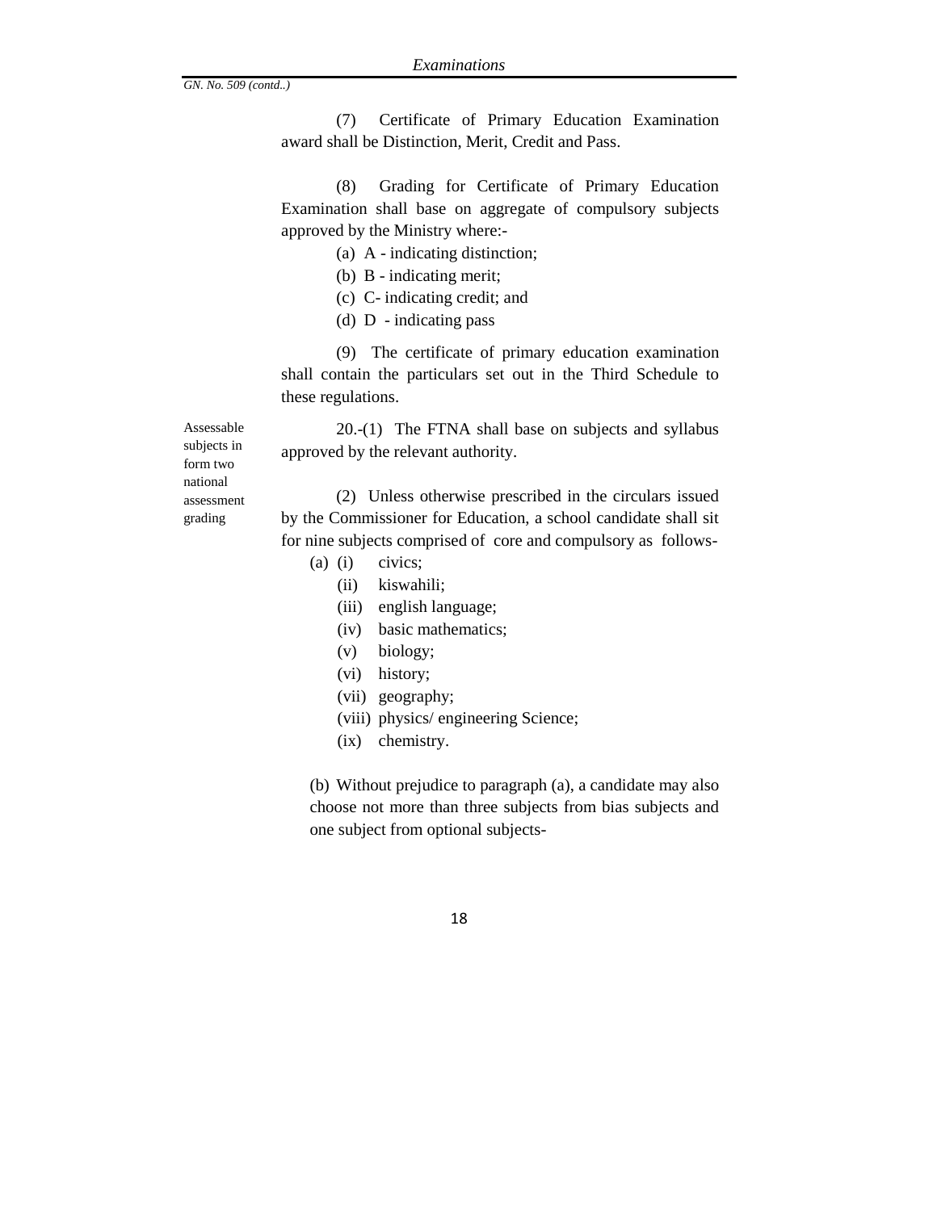(7) Certificate of Primary Education Examination award shall be Distinction, Merit, Credit and Pass.

(8) Grading for Certificate of Primary Education Examination shall base on aggregate of compulsory subjects approved by the Ministry where:-

(a) A - indicating distinction;
(b) B - indicating merit;
(c) C- indicating credit; and
(d) D - indicating pass

(9) The certificate of primary education examination shall contain the particulars set out in the Third Schedule to these regulations.

*Assessable subjects in form two national assessment grading*

20.-(1) The FTNA shall base on subjects and syllabus approved by the relevant authority.

(2) Unless otherwise prescribed in the circulars issued by the Commissioner for Education, a school candidate shall sit for nine subjects comprised of core and compulsory as follows-

(a) (i) civics;
(ii) kiswahili;
(iii) english language;
(iv) basic mathematics;
(v) biology;
(vi) history;
(vii) geography;
(viii) physics/ engineering Science;
(ix) chemistry.

(b) Without prejudice to paragraph (a), a candidate may also choose not more than three subjects from bias subjects and one subject from optional subjects-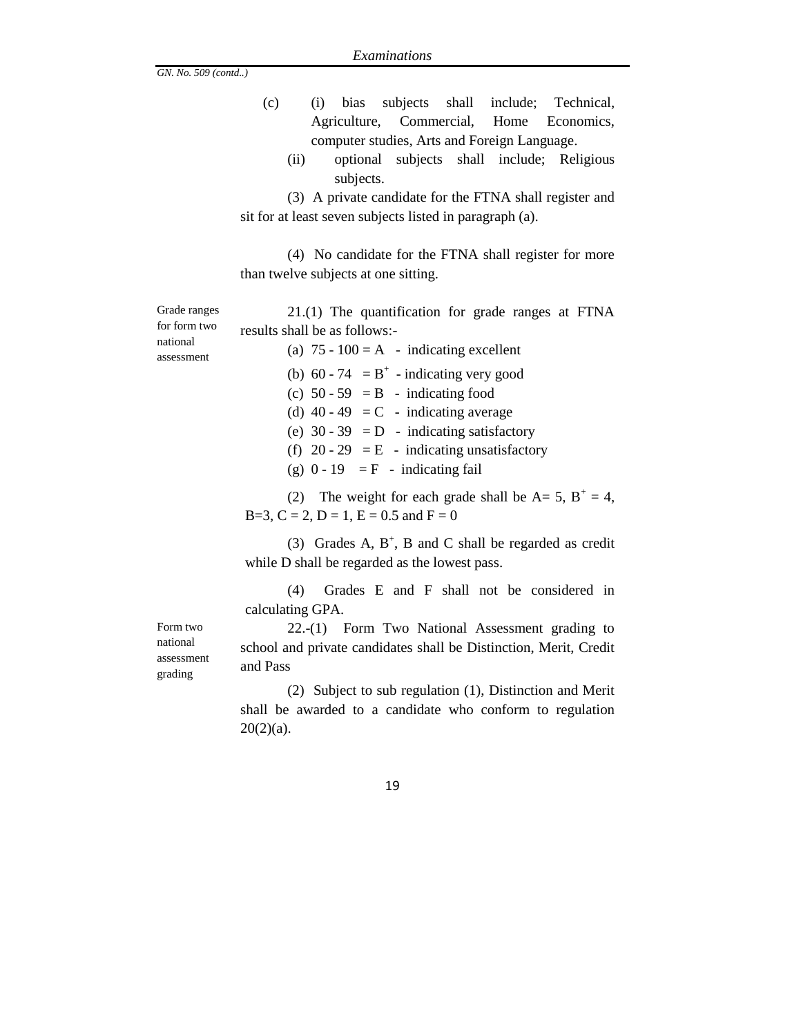GN. No. 509 (contd..)

(c) (i) bias subjects shall include; Technical, Agriculture, Commercial, Home Economics, computer studies, Arts and Foreign Language.

(ii) optional subjects shall include; Religious subjects.

(3) A private candidate for the FTNA shall register and sit for at least seven subjects listed in paragraph (a).

(4) No candidate for the FTNA shall register for more than twelve subjects at one sitting.

*Grade ranges for form two national assessment*

21.(1) The quantification for grade ranges at FTNA results shall be as follows:-

(a) 75 - 100 = A - indicating excellent

(b) 60 - 74 = $B^+$ - indicating very good

(c) 50 - 59 = B - indicating food

(d) 40 - 49 = C - indicating average

(e) 30 - 39 = D - indicating satisfactory

(f) 20 - 29 = E - indicating unsatisfactory

(g) 0 - 19 = F - indicating fail

(2) The weight for each grade shall be A= 5, $B^+$ = 4, B=3, C = 2, D = 1, E = 0.5 and F = 0

(3) Grades A, $B^+$, B and C shall be regarded as credit while D shall be regarded as the lowest pass.

(4) Grades E and F shall not be considered in calculating GPA.

*Form two national assessment grading*

22.-(1) Form Two National Assessment grading to school and private candidates shall be Distinction, Merit, Credit and Pass

(2) Subject to sub regulation (1), Distinction and Merit shall be awarded to a candidate who conform to regulation 20(2)(a).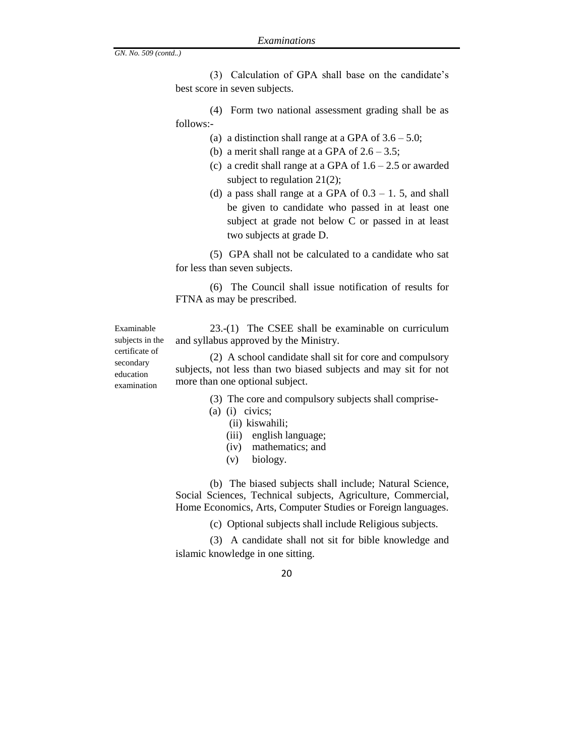*GN. No. 509 (contd..)*

(3) Calculation of GPA shall base on the candidate's best score in seven subjects.

(4) Form two national assessment grading shall be as follows:-

(a) a distinction shall range at a GPA of 3.6 – 5.0;

(b) a merit shall range at a GPA of 2.6 – 3.5;

(c) a credit shall range at a GPA of 1.6 – 2.5 or awarded subject to regulation 21(2);

(d) a pass shall range at a GPA of 0.3 – 1. 5, and shall be given to candidate who passed in at least one subject at grade not below C or passed in at least two subjects at grade D.

(5) GPA shall not be calculated to a candidate who sat for less than seven subjects.

(6) The Council shall issue notification of results for FTNA as may be prescribed.

Examinable subjects in the certificate of secondary education examination

23.-(1) The CSEE shall be examinable on curriculum and syllabus approved by the Ministry.

(2) A school candidate shall sit for core and compulsory subjects, not less than two biased subjects and may sit for not more than one optional subject.

(3) The core and compulsory subjects shall comprise-

(a) (i) civics;

(ii) kiswahili;

(iii) english language;

(iv) mathematics; and

(v) biology.

(b) The biased subjects shall include; Natural Science, Social Sciences, Technical subjects, Agriculture, Commercial, Home Economics, Arts, Computer Studies or Foreign languages.

(c) Optional subjects shall include Religious subjects.

(3) A candidate shall not sit for bible knowledge and islamic knowledge in one sitting.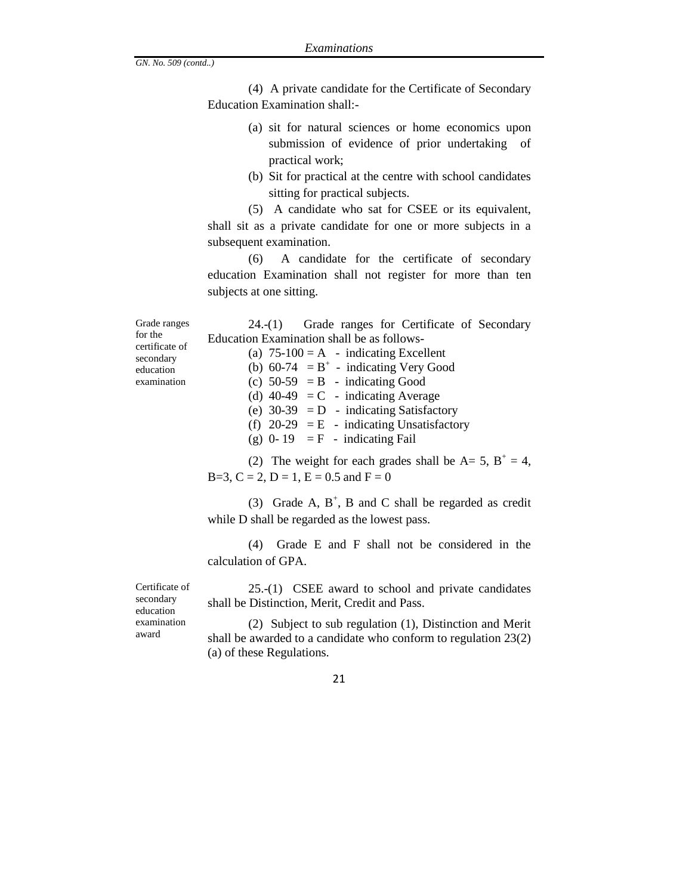*GN. No. 509 (contd..)*

(4) A private candidate for the Certificate of Secondary Education Examination shall:-

(a) sit for natural sciences or home economics upon submission of evidence of prior undertaking of practical work;

(b) Sit for practical at the centre with school candidates sitting for practical subjects.

(5) A candidate who sat for CSEE or its equivalent, shall sit as a private candidate for one or more subjects in a subsequent examination.

(6) A candidate for the certificate of secondary education Examination shall not register for more than ten subjects at one sitting.

*Grade ranges for the certificate of secondary education examination*

24.-(1) Grade ranges for Certificate of Secondary Education Examination shall be as follows-

(a) 75-100 = A - indicating Excellent
(b) 60-74 = $B^+$ - indicating Very Good
(c) 50-59 = B - indicating Good
(d) 40-49 = C - indicating Average
(e) 30-39 = D - indicating Satisfactory
(f) 20-29 = E - indicating Unsatisfactory
(g) 0- 19 = F - indicating Fail

(2) The weight for each grades shall be A= 5, $B^+$ = 4, B=3, C = 2, D = 1, E = 0.5 and F = 0

(3) Grade A, $B^+$, B and C shall be regarded as credit while D shall be regarded as the lowest pass.

(4) Grade E and F shall not be considered in the calculation of GPA.

*Certificate of secondary education examination award*

25.-(1) CSEE award to school and private candidates shall be Distinction, Merit, Credit and Pass.

(2) Subject to sub regulation (1), Distinction and Merit shall be awarded to a candidate who conform to regulation 23(2) (a) of these Regulations.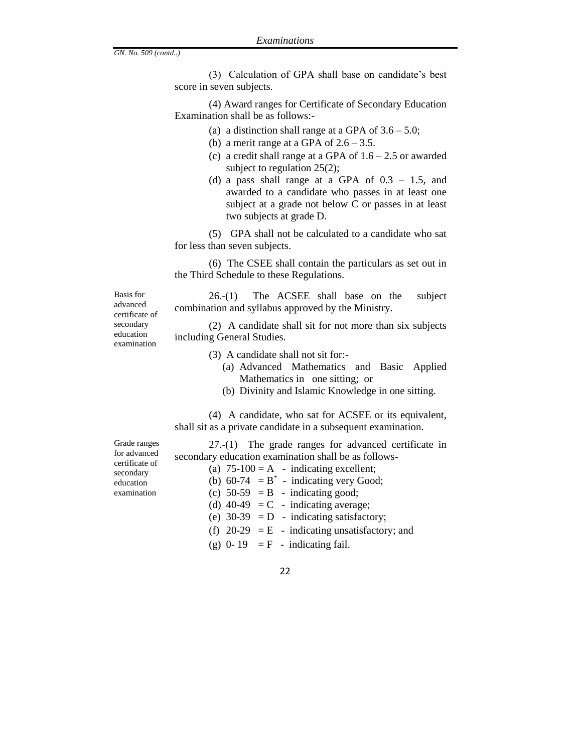(3) Calculation of GPA shall base on candidate's best score in seven subjects.

(4) Award ranges for Certificate of Secondary Education Examination shall be as follows:-

(a) a distinction shall range at a GPA of 3.6 – 5.0;
(b) a merit range at a GPA of 2.6 – 3.5.
(c) a credit shall range at a GPA of 1.6 – 2.5 or awarded subject to regulation 25(2);
(d) a pass shall range at a GPA of 0.3 – 1.5, and awarded to a candidate who passes in at least one subject at a grade not below C or passes in at least two subjects at grade D.

(5) GPA shall not be calculated to a candidate who sat for less than seven subjects.

(6) The CSEE shall contain the particulars as set out in the Third Schedule to these Regulations.

*Basis for advanced certificate of secondary education examination*

26.-(1) The ACSEE shall base on the subject combination and syllabus approved by the Ministry.

(2) A candidate shall sit for not more than six subjects including General Studies.

(3) A candidate shall not sit for:-

(a) Advanced Mathematics and Basic Applied Mathematics in one sitting; or
(b) Divinity and Islamic Knowledge in one sitting.

(4) A candidate, who sat for ACSEE or its equivalent, shall sit as a private candidate in a subsequent examination.

*Grade ranges for advanced certificate of secondary education examination*

27.-(1) The grade ranges for advanced certificate in secondary education examination shall be as follows-

(a) 75-100 = A - indicating excellent;
(b) 60-74 = $B^{+}$ - indicating very Good;
(c) 50-59 = B - indicating good;
(d) 40-49 = C - indicating average;
(e) 30-39 = D - indicating satisfactory;
(f) 20-29 = E - indicating unsatisfactory; and
(g) 0- 19 = F - indicating fail.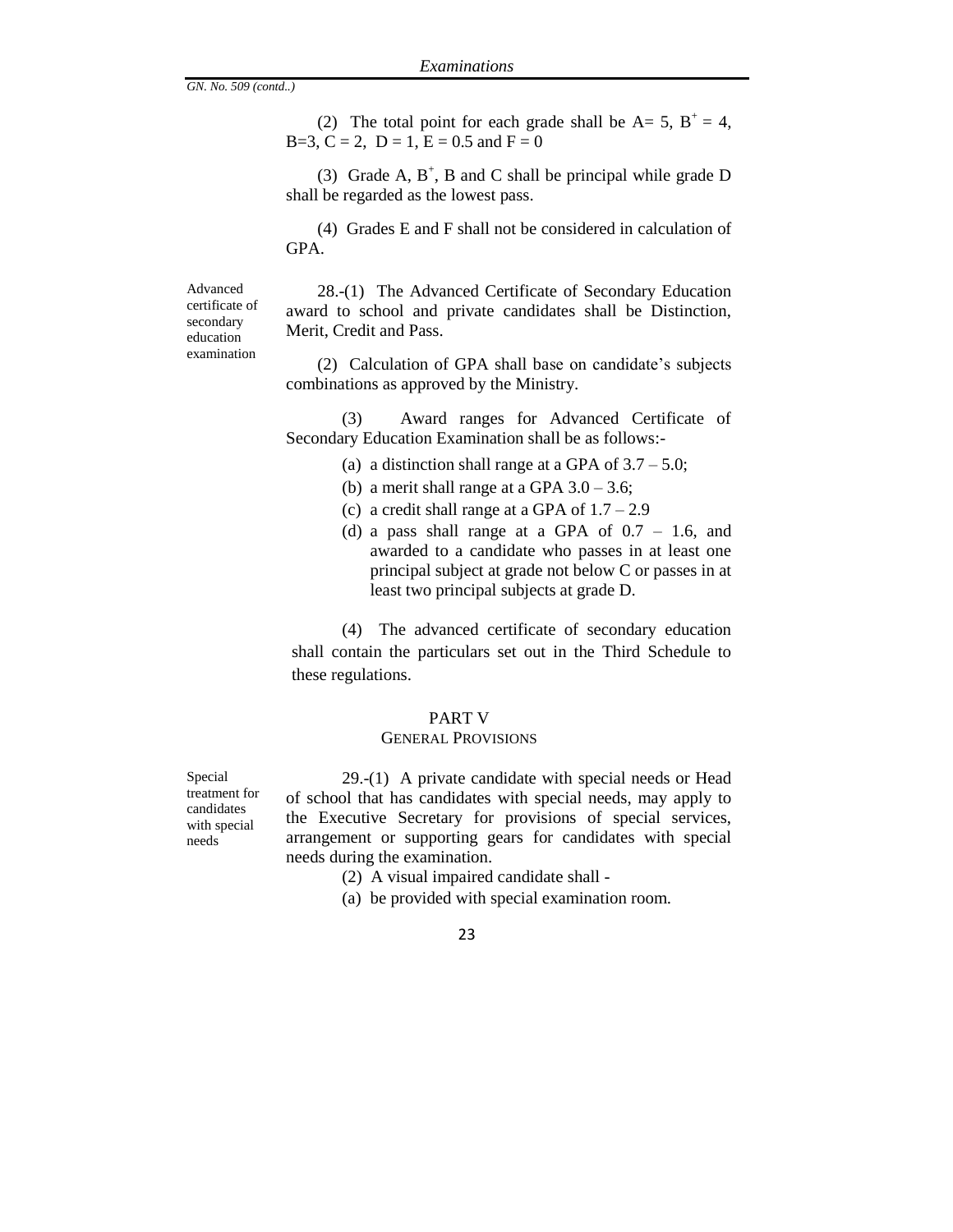(2) The total point for each grade shall be A= 5, $B^+ = 4$, B=3, C = 2, D = 1, E = 0.5 and F = 0

(3) Grade A, $B^+$, B and C shall be principal while grade D shall be regarded as the lowest pass.

(4) Grades E and F shall not be considered in calculation of GPA.

*Advanced certificate of secondary education examination*

28.-(1) The Advanced Certificate of Secondary Education award to school and private candidates shall be Distinction, Merit, Credit and Pass.

(2) Calculation of GPA shall base on candidate's subjects combinations as approved by the Ministry.

(3) Award ranges for Advanced Certificate of Secondary Education Examination shall be as follows:-

(a) a distinction shall range at a GPA of 3.7 – 5.0;

(b) a merit shall range at a GPA 3.0 – 3.6;

(c) a credit shall range at a GPA of 1.7 – 2.9

(d) a pass shall range at a GPA of 0.7 – 1.6, and awarded to a candidate who passes in at least one principal subject at grade not below C or passes in at least two principal subjects at grade D.

(4) The advanced certificate of secondary education shall contain the particulars set out in the Third Schedule to these regulations.

## PART V
## GENERAL PROVISIONS

*Special treatment for candidates with special needs*

29.-(1) A private candidate with special needs or Head of school that has candidates with special needs, may apply to the Executive Secretary for provisions of special services, arrangement or supporting gears for candidates with special needs during the examination.

(2) A visual impaired candidate shall -

(a) be provided with special examination room.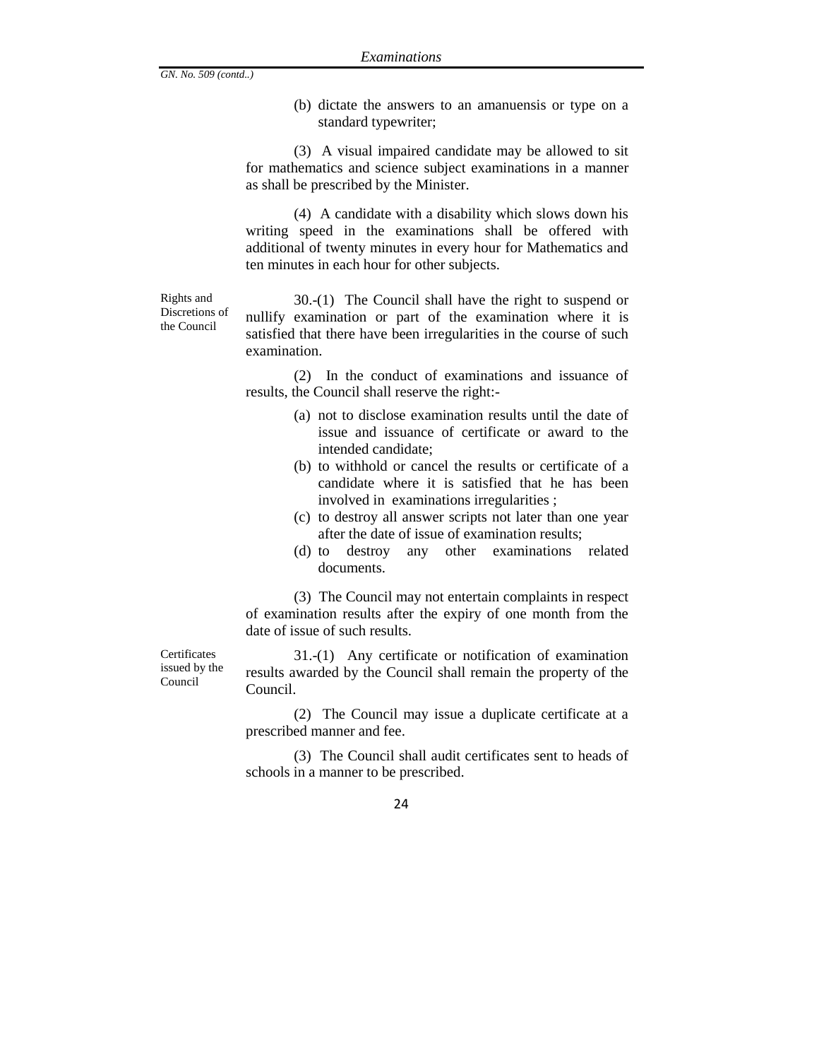(b) dictate the answers to an amanuensis or type on a standard typewriter;

(3) A visual impaired candidate may be allowed to sit for mathematics and science subject examinations in a manner as shall be prescribed by the Minister.

(4) A candidate with a disability which slows down his writing speed in the examinations shall be offered with additional of twenty minutes in every hour for Mathematics and ten minutes in each hour for other subjects.

Rights and Discretions of the Council

30.-(1) The Council shall have the right to suspend or nullify examination or part of the examination where it is satisfied that there have been irregularities in the course of such examination.

(2) In the conduct of examinations and issuance of results, the Council shall reserve the right:-

- (a) not to disclose examination results until the date of issue and issuance of certificate or award to the intended candidate;
- (b) to withhold or cancel the results or certificate of a candidate where it is satisfied that he has been involved in examinations irregularities ;
- (c) to destroy all answer scripts not later than one year after the date of issue of examination results;
- (d) to destroy any other examinations related documents.

(3) The Council may not entertain complaints in respect of examination results after the expiry of one month from the date of issue of such results.

Certificates issued by the Council

31.-(1) Any certificate or notification of examination results awarded by the Council shall remain the property of the Council.

(2) The Council may issue a duplicate certificate at a prescribed manner and fee.

(3) The Council shall audit certificates sent to heads of schools in a manner to be prescribed.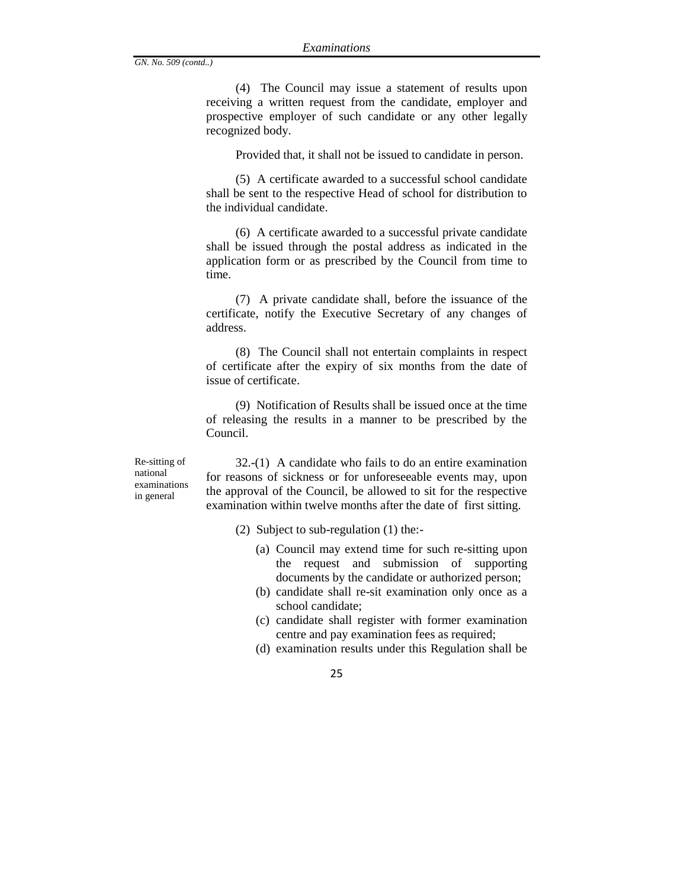(4) The Council may issue a statement of results upon receiving a written request from the candidate, employer and prospective employer of such candidate or any other legally recognized body.

Provided that, it shall not be issued to candidate in person.

(5) A certificate awarded to a successful school candidate shall be sent to the respective Head of school for distribution to the individual candidate.

(6) A certificate awarded to a successful private candidate shall be issued through the postal address as indicated in the application form or as prescribed by the Council from time to time.

(7) A private candidate shall, before the issuance of the certificate, notify the Executive Secretary of any changes of address.

(8) The Council shall not entertain complaints in respect of certificate after the expiry of six months from the date of issue of certificate.

(9) Notification of Results shall be issued once at the time of releasing the results in a manner to be prescribed by the Council.

*Re-sitting of national examinations in general*

32.-(1) A candidate who fails to do an entire examination for reasons of sickness or for unforeseeable events may, upon the approval of the Council, be allowed to sit for the respective examination within twelve months after the date of first sitting.

(2) Subject to sub-regulation (1) the:-

(a) Council may extend time for such re-sitting upon the request and submission of supporting documents by the candidate or authorized person;

(b) candidate shall re-sit examination only once as a school candidate;

(c) candidate shall register with former examination centre and pay examination fees as required;

(d) examination results under this Regulation shall be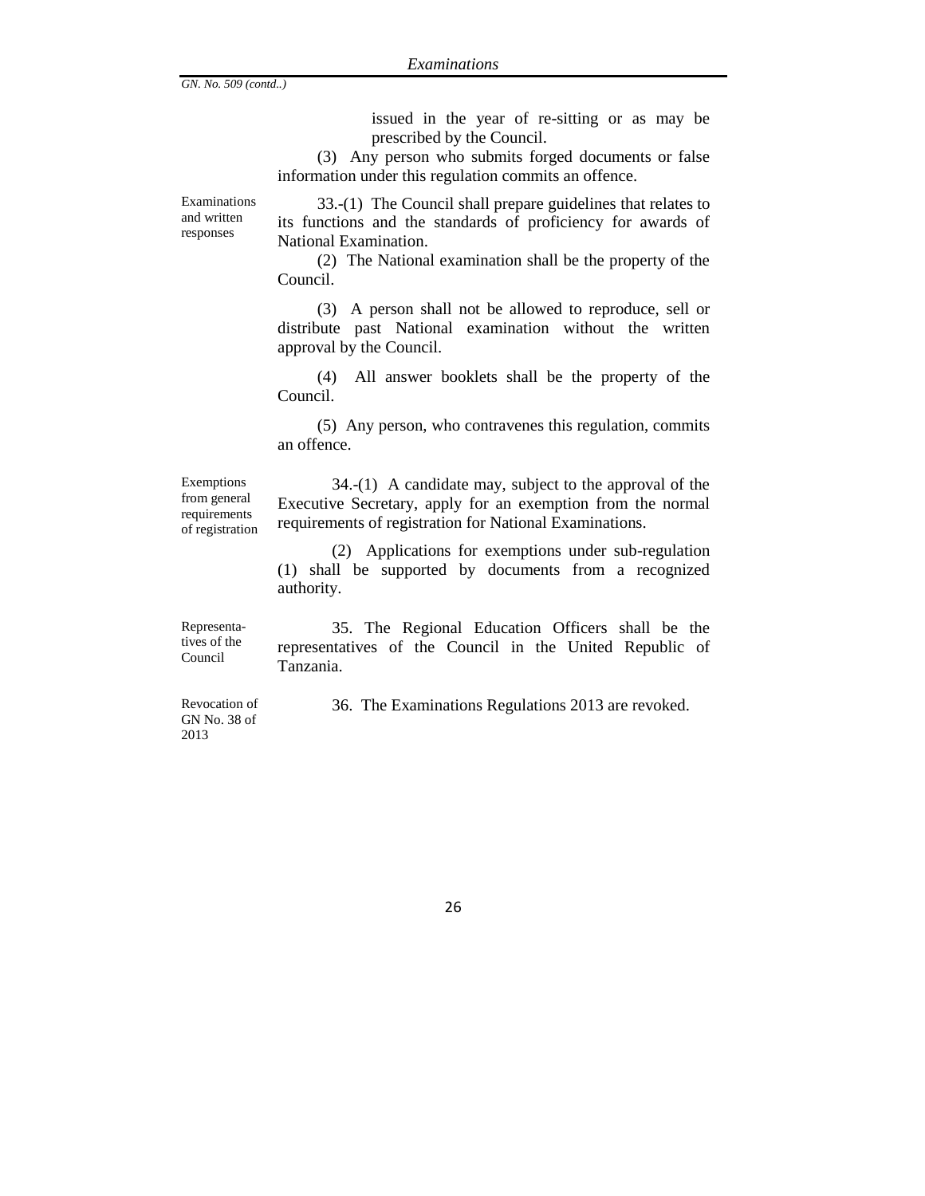issued in the year of re-sitting or as may be prescribed by the Council.

(3) Any person who submits forged documents or false information under this regulation commits an offence.

**Examinations and written responses**

33.-(1) The Council shall prepare guidelines that relates to its functions and the standards of proficiency for awards of National Examination.

(2) The National examination shall be the property of the Council.

(3) A person shall not be allowed to reproduce, sell or distribute past National examination without the written approval by the Council.

(4) All answer booklets shall be the property of the Council.

(5) Any person, who contravenes this regulation, commits an offence.

**Exemptions from general requirements of registration**

34.-(1) A candidate may, subject to the approval of the Executive Secretary, apply for an exemption from the normal requirements of registration for National Examinations.

(2) Applications for exemptions under sub-regulation (1) shall be supported by documents from a recognized authority.

**Representatives of the Council**

35. The Regional Education Officers shall be the representatives of the Council in the United Republic of Tanzania.

**Revocation of GN No. 38 of 2013**

36. The Examinations Regulations 2013 are revoked.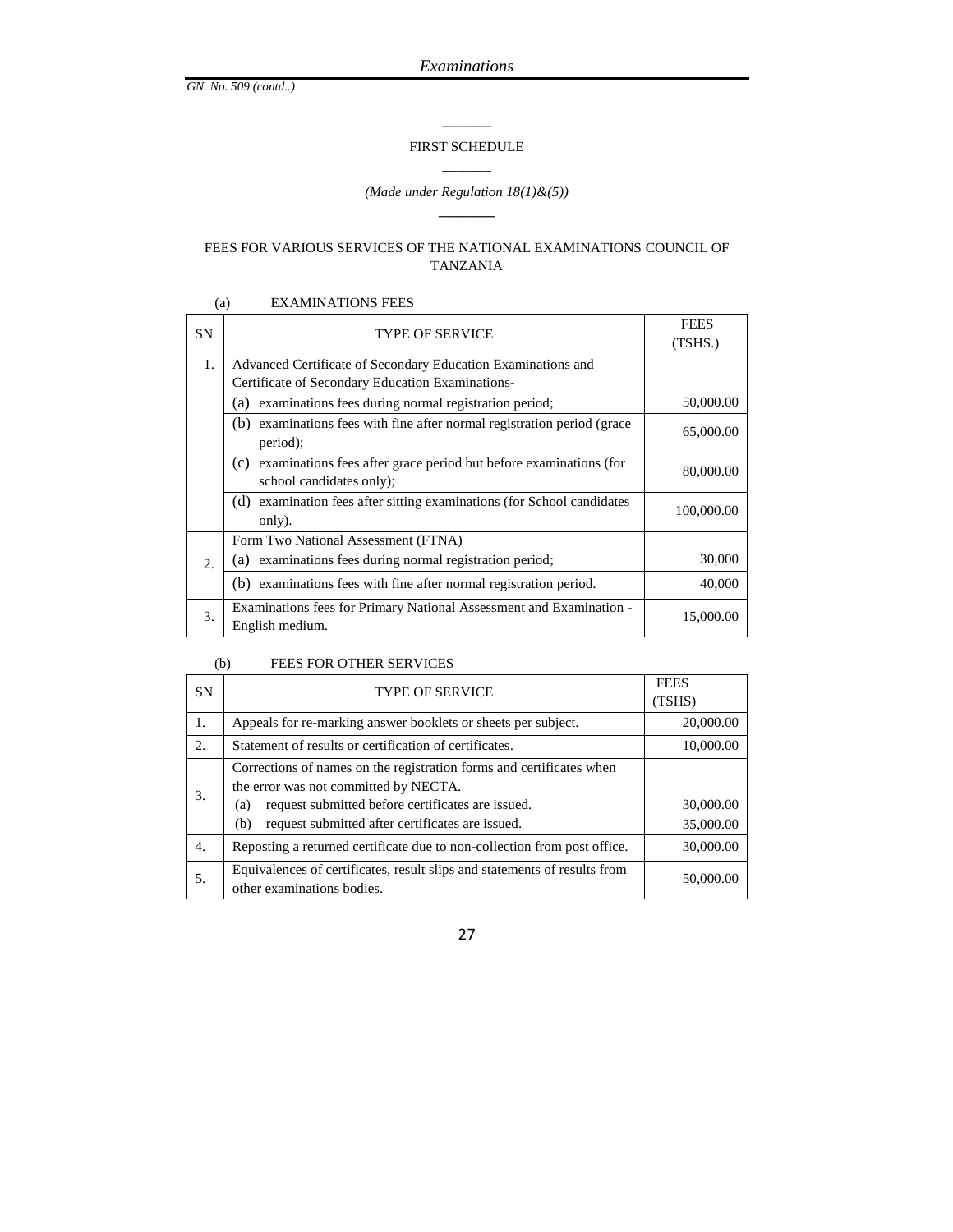*GN. No. 509 (contd..)*

## FIRST SCHEDULE

*(Made under Regulation 18(1)&(5))*

### FEES FOR VARIOUS SERVICES OF THE NATIONAL EXAMINATIONS COUNCIL OF TANZANIA

(a) EXAMINATIONS FEES

| SN | TYPE OF SERVICE | FEES (TSHS.) |
|---|---|---|
| 1. | Advanced Certificate of Secondary Education Examinations and Certificate of Secondary Education Examinations- | |
| | (a) examinations fees during normal registration period; | 50,000.00 |
| | (b) examinations fees with fine after normal registration period (grace period); | 65,000.00 |
| | (c) examinations fees after grace period but before examinations (for school candidates only); | 80,000.00 |
| | (d) examination fees after sitting examinations (for School candidates only). | 100,000.00 |
| 2. | Form Two National Assessment (FTNA) | |
| | (a) examinations fees during normal registration period; | 30,000 |
| | (b) examinations fees with fine after normal registration period. | 40,000 |
| 3. | Examinations fees for Primary National Assessment and Examination - English medium. | 15,000.00 |

(b) FEES FOR OTHER SERVICES

| SN | TYPE OF SERVICE | FEES (TSHS) |
|---|---|---|
| 1. | Appeals for re-marking answer booklets or sheets per subject. | 20,000.00 |
| 2. | Statement of results or certification of certificates. | 10,000.00 |
| 3. | Corrections of names on the registration forms and certificates when the error was not committed by NECTA. | |
| | (a) request submitted before certificates are issued. | 30,000.00 |
| | (b) request submitted after certificates are issued. | 35,000.00 |
| 4. | Reposting a returned certificate due to non-collection from post office. | 30,000.00 |
| 5. | Equivalences of certificates, result slips and statements of results from other examinations bodies. | 50,000.00 |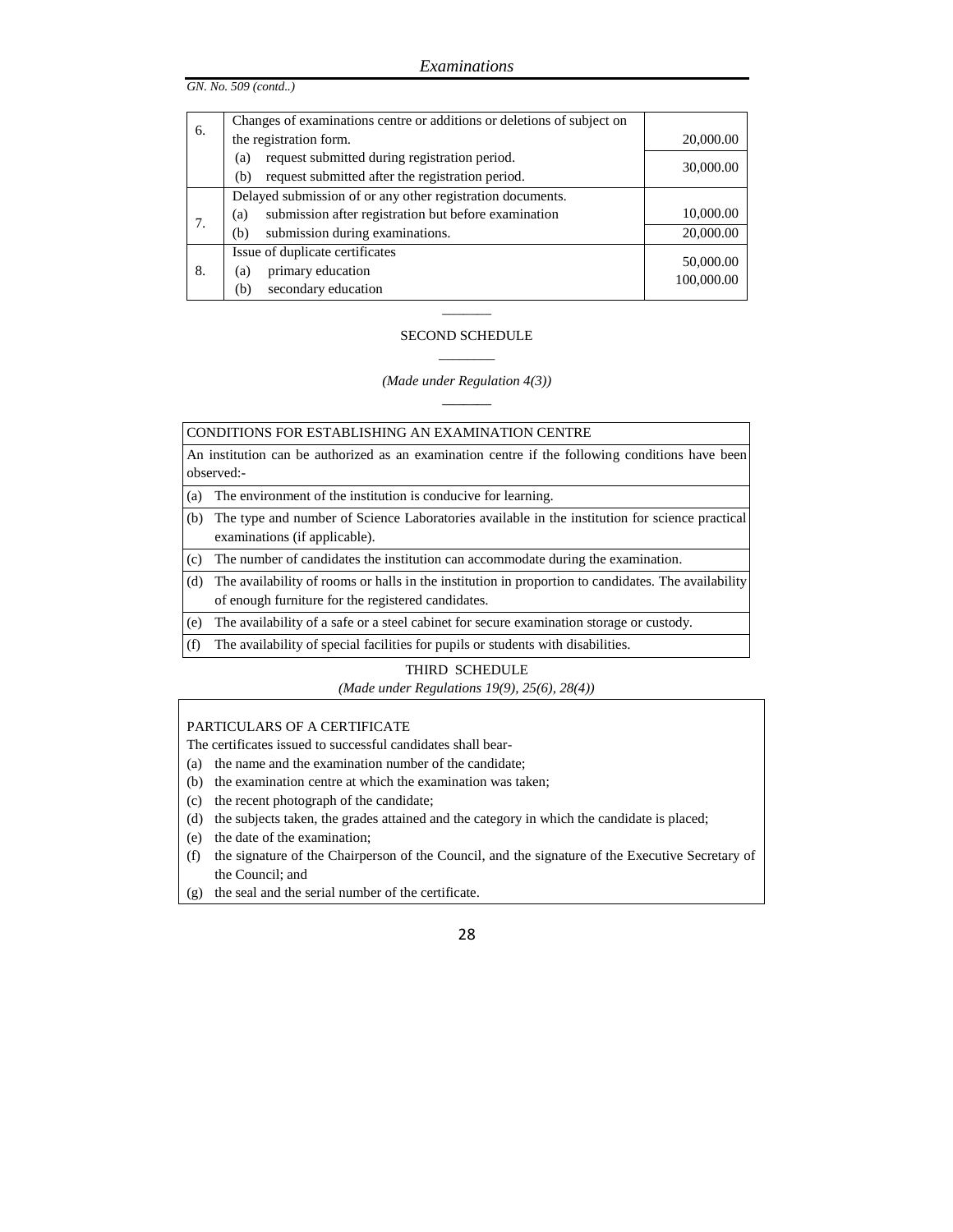*GN. No. 509 (contd..)*

| | | |
|---|---|---|
| 6. | Changes of examinations centre or additions or deletions of subject on the registration form. | |
| | (a) request submitted during registration period. | 20,000.00 |
| | (b) request submitted after the registration period. | 30,000.00 |
| 7. | Delayed submission of or any other registration documents. | |
| | (a) submission after registration but before examination | 10,000.00 |
| | (b) submission during examinations. | 20,000.00 |
| 8. | Issue of duplicate certificates | |
| | (a) primary education | 50,000.00 |
| | (b) secondary education | 100,000.00 |

______

SECOND SCHEDULE

______

*(Made under Regulation 4(3))*

______

CONDITIONS FOR ESTABLISHING AN EXAMINATION CENTRE

An institution can be authorized as an examination centre if the following conditions have been observed:-

(a) The environment of the institution is conducive for learning.

(b) The type and number of Science Laboratories available in the institution for science practical examinations (if applicable).

(c) The number of candidates the institution can accommodate during the examination.

(d) The availability of rooms or halls in the institution in proportion to candidates. The availability of enough furniture for the registered candidates.

(e) The availability of a safe or a steel cabinet for secure examination storage or custody.

(f) The availability of special facilities for pupils or students with disabilities.

THIRD SCHEDULE

*(Made under Regulations 19(9), 25(6), 28(4))*

PARTICULARS OF A CERTIFICATE

The certificates issued to successful candidates shall bear-

(a) the name and the examination number of the candidate;

(b) the examination centre at which the examination was taken;

(c) the recent photograph of the candidate;

(d) the subjects taken, the grades attained and the category in which the candidate is placed;

(e) the date of the examination;

(f) the signature of the Chairperson of the Council, and the signature of the Executive Secretary of the Council; and

(g) the seal and the serial number of the certificate.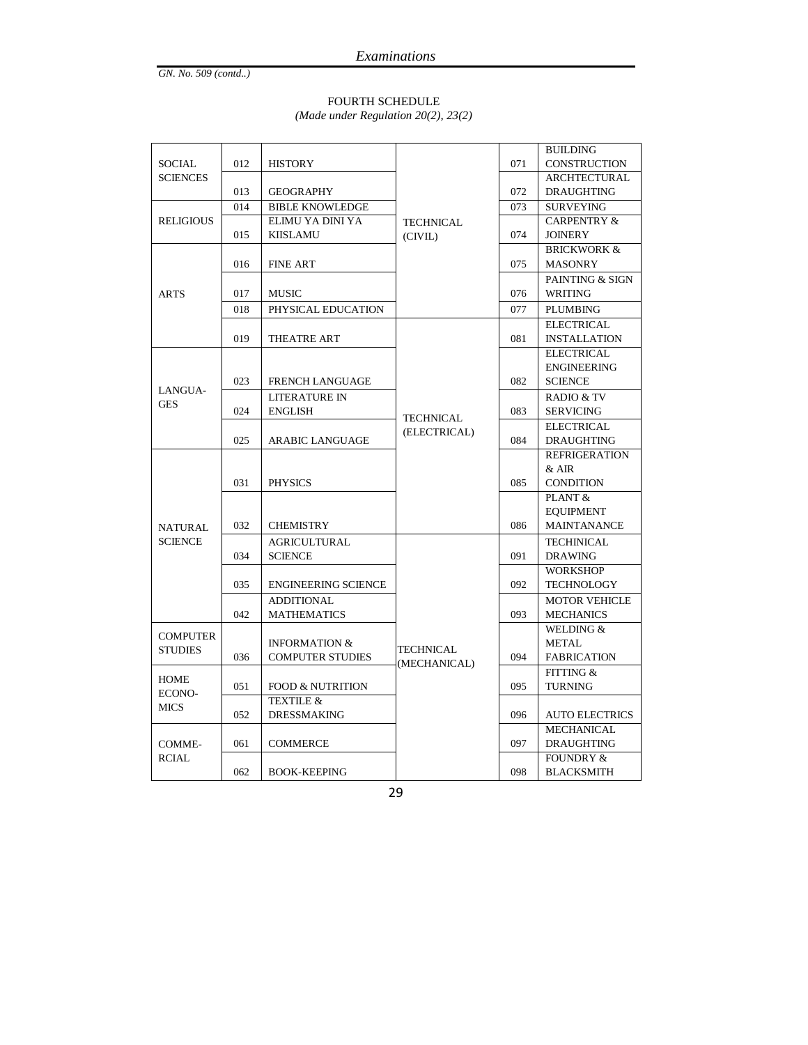GN. No. 509 (contd..)

FOURTH SCHEDULE

*(Made under Regulation 20(2), 23(2)*

| | | | | | |
|---|---|---|---|---|---|
| SOCIAL SCIENCES | 012 | HISTORY | TECHNICAL (CIVIL) | 071 | BUILDING CONSTRUCTION |
| | 013 | GEOGRAPHY | | 072 | ARCHTECTURAL DRAUGHTING |
| RELIGIOUS | 014 | BIBLE KNOWLEDGE | | 073 | SURVEYING |
| | 015 | ELIMU YA DINI YA KIISLAMU | | 074 | CARPENTRY & JOINERY |
| ARTS | 016 | FINE ART | | 075 | BRICKWORK & MASONRY |
| | 017 | MUSIC | | 076 | PAINTING & SIGN WRITING |
| | 018 | PHYSICAL EDUCATION | | 077 | PLUMBING |
| | 019 | THEATRE ART | TECHNICAL (ELECTRICAL) | 081 | ELECTRICAL INSTALLATION |
| LANGUA-GES | 023 | FRENCH LANGUAGE | | 082 | ELECTRICAL ENGINEERING SCIENCE |
| | 024 | LITERATURE IN ENGLISH | | 083 | RADIO & TV SERVICING |
| | 025 | ARABIC LANGUAGE | | 084 | ELECTRICAL DRAUGHTING |
| NATURAL SCIENCE | 031 | PHYSICS | | 085 | REFRIGERATION & AIR CONDITION |
| | 032 | CHEMISTRY | | 086 | PLANT & EQUIPMENT MAINTANANCE |
| | 034 | AGRICULTURAL SCIENCE | TECHNICAL (MECHANICAL) | 091 | TECHINICAL DRAWING |
| | 035 | ENGINEERING SCIENCE | | 092 | WORKSHOP TECHNOLOGY |
| | 042 | ADDITIONAL MATHEMATICS | | 093 | MOTOR VEHICLE MECHANICS |
| COMPUTER STUDIES | 036 | INFORMATION & COMPUTER STUDIES | | 094 | WELDING & METAL FABRICATION |
| HOME ECONO-MICS | 051 | FOOD & NUTRITION | | 095 | FITTING & TURNING |
| | 052 | TEXTILE & DRESSMAKING | | 096 | AUTO ELECTRICS |
| COMME-RCIAL | 061 | COMMERCE | | 097 | MECHANICAL DRAUGHTING |
| | 062 | BOOK-KEEPING | | 098 | FOUNDRY & BLACKSMITH |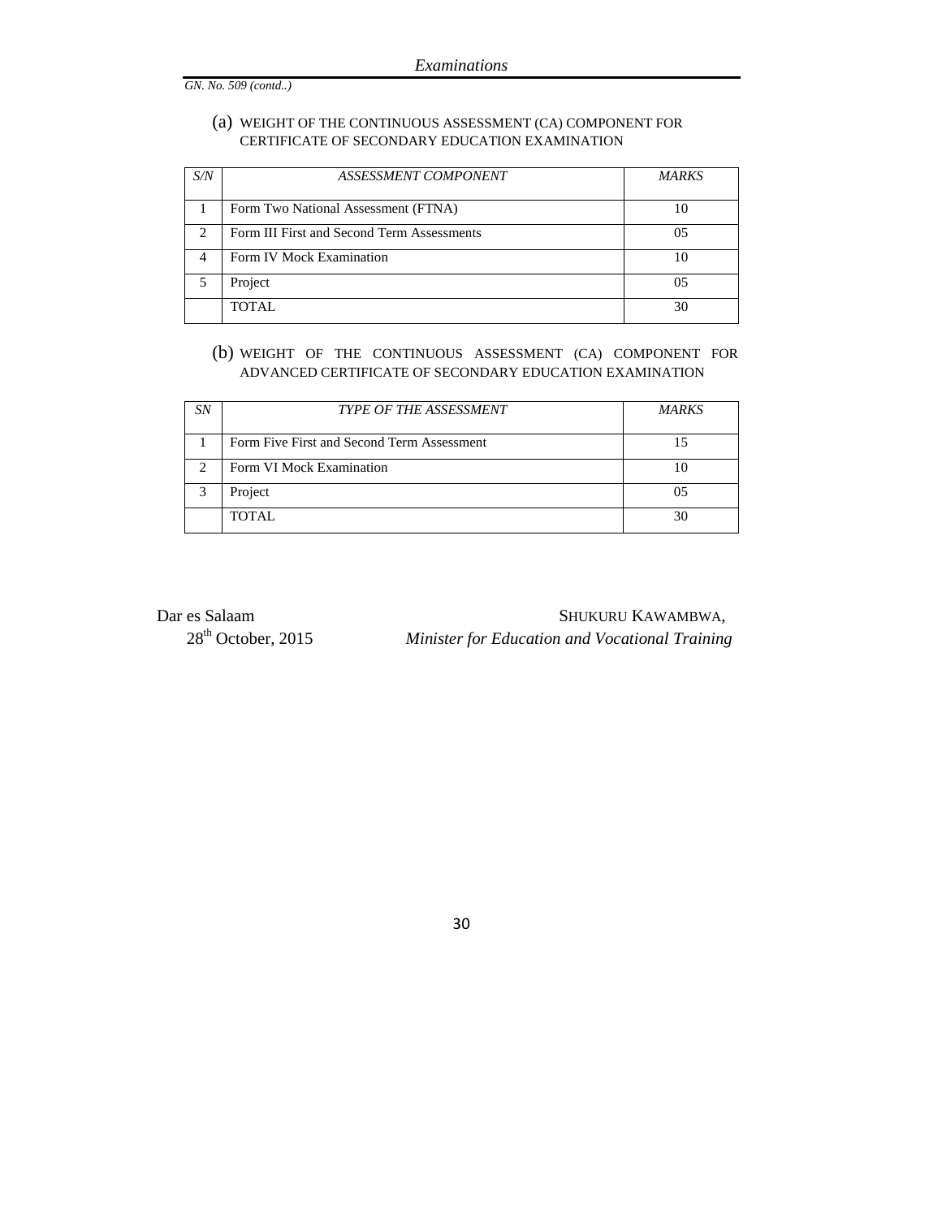*GN. No. 509 (contd..)*

(a) WEIGHT OF THE CONTINUOUS ASSESSMENT (CA) COMPONENT FOR CERTIFICATE OF SECONDARY EDUCATION EXAMINATION

| *S/N* | *ASSESSMENT COMPONENT* | *MARKS* |
|---|---|---|
| 1 | Form Two National Assessment (FTNA) | 10 |
| 2 | Form III First and Second Term Assessments | 05 |
| 4 | Form IV Mock Examination | 10 |
| 5 | Project | 05 |
| | TOTAL | 30 |

(b) WEIGHT OF THE CONTINUOUS ASSESSMENT (CA) COMPONENT FOR ADVANCED CERTIFICATE OF SECONDARY EDUCATION EXAMINATION

| *SN* | *TYPE OF THE ASSESSMENT* | *MARKS* |
|---|---|---|
| 1 | Form Five First and Second Term Assessment | 15 |
| 2 | Form VI Mock Examination | 10 |
| 3 | Project | 05 |
| | TOTAL | 30 |

Dar es Salaam
28th October, 2015

SHUKURU KAWAMBWA,
*Minister for Education and Vocational Training*